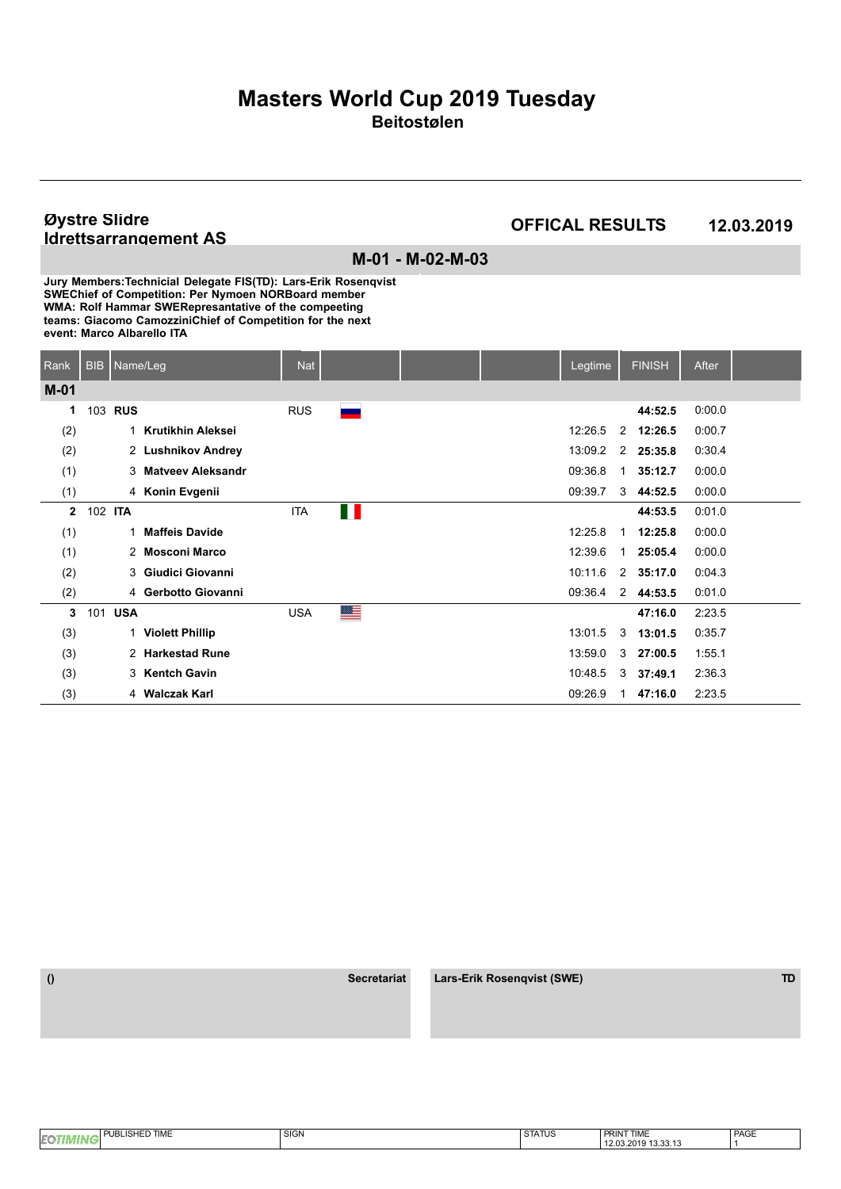# Masters World Cup 2019 Tuesday

## Beitostølen

**Øystre Slidre Idrettsarrangement AS**

**OFFICAL RESULTS** **12.03.2019**

### M-01 - M-02-M-03

**Jury Members:Technicial Delegate FIS(TD): Lars-Erik Rosenqvist SWEChief of Competition: Per Nymoen NORBoard member WMA: Rolf Hammar SWERepresantative of the compeeting teams: Giacomo CamozziniChief of Competition for the next event: Marco Albarello ITA**

| Rank | BIB | Name/Leg | Nat | Legtime | | FINISH | After |
|---|---|---|---|---|---|---|---|
| **M-01** | | | | | | | |
| **1** | 103 | **RUS** | RUS | | | **44:52.5** | 0:00.0 |
| (2) | | 1 **Krutikhin Aleksei** | | 12:26.5 | 2 | **12:26.5** | 0:00.7 |
| (2) | | 2 **Lushnikov Andrey** | | 13:09.2 | 2 | **25:35.8** | 0:30.4 |
| (1) | | 3 **Matveev Aleksandr** | | 09:36.8 | 1 | **35:12.7** | 0:00.0 |
| (1) | | 4 **Konin Evgenii** | | 09:39.7 | 3 | **44:52.5** | 0:00.0 |
| **2** | 102 | **ITA** | ITA | | | **44:53.5** | 0:01.0 |
| (1) | | 1 **Maffeis Davide** | | 12:25.8 | 1 | **12:25.8** | 0:00.0 |
| (1) | | 2 **Mosconi Marco** | | 12:39.6 | 1 | **25:05.4** | 0:00.0 |
| (2) | | 3 **Giudici Giovanni** | | 10:11.6 | 2 | **35:17.0** | 0:04.3 |
| (2) | | 4 **Gerbotto Giovanni** | | 09:36.4 | 2 | **44:53.5** | 0:01.0 |
| **3** | 101 | **USA** | USA | | | **47:16.0** | 2:23.5 |
| (3) | | 1 **Violett Phillip** | | 13:01.5 | 3 | **13:01.5** | 0:35.7 |
| (3) | | 2 **Harkestad Rune** | | 13:59.0 | 3 | **27:00.5** | 1:55.1 |
| (3) | | 3 **Kentch Gavin** | | 10:48.5 | 3 | **37:49.1** | 2:36.3 |
| (3) | | 4 **Walczak Karl** | | 09:26.9 | 1 | **47:16.0** | 2:23.5 |

| () | Secretariat | Lars-Erik Rosenqvist (SWE) | TD |
|---|---|---|---|

| PUBLISHED TIME | SIGN | STATUS | PRINT TIME | PAGE |
|---|---|---|---|---|
| | | | 12.03.2019 13.33.13 | 1 |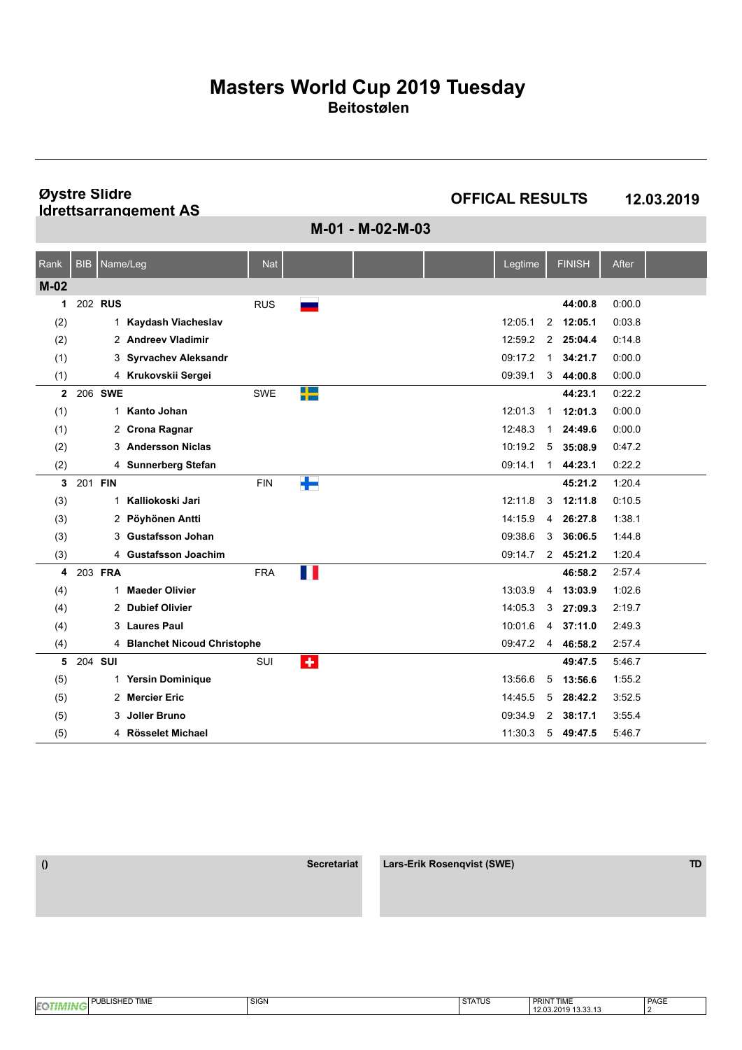# Masters World Cup 2019 Tuesday

**Beitostølen**

**Øystre Slidre Idrettsarrangement AS**

**OFFICAL RESULTS** **12.03.2019**

## M-01 - M-02-M-03

| Rank | BIB | Name/Leg | Nat | Legtime | | FINISH | After |
|---|---|---|---|---|---|---|---|
| **M-02** | | | | | | | |
| **1** | 202 | **RUS** | RUS | | | **44:00.8** | 0:00.0 |
| (2) | 1 | **Kaydash Viacheslav** | | 12:05.1 | 2 | **12:05.1** | 0:03.8 |
| (2) | 2 | **Andreev Vladimir** | | 12:59.2 | 2 | **25:04.4** | 0:14.8 |
| (1) | 3 | **Syrvachev Aleksandr** | | 09:17.2 | 1 | **34:21.7** | 0:00.0 |
| (1) | 4 | **Krukovskii Sergei** | | 09:39.1 | 3 | **44:00.8** | 0:00.0 |
| **2** | 206 | **SWE** | SWE | | | **44:23.1** | 0:22.2 |
| (1) | 1 | **Kanto Johan** | | 12:01.3 | 1 | **12:01.3** | 0:00.0 |
| (1) | 2 | **Crona Ragnar** | | 12:48.3 | 1 | **24:49.6** | 0:00.0 |
| (2) | 3 | **Andersson Niclas** | | 10:19.2 | 5 | **35:08.9** | 0:47.2 |
| (2) | 4 | **Sunnerberg Stefan** | | 09:14.1 | 1 | **44:23.1** | 0:22.2 |
| **3** | 201 | **FIN** | FIN | | | **45:21.2** | 1:20.4 |
| (3) | 1 | **Kalliokoski Jari** | | 12:11.8 | 3 | **12:11.8** | 0:10.5 |
| (3) | 2 | **Pöyhönen Antti** | | 14:15.9 | 4 | **26:27.8** | 1:38.1 |
| (3) | 3 | **Gustafsson Johan** | | 09:38.6 | 3 | **36:06.5** | 1:44.8 |
| (3) | 4 | **Gustafsson Joachim** | | 09:14.7 | 2 | **45:21.2** | 1:20.4 |
| **4** | 203 | **FRA** | FRA | | | **46:58.2** | 2:57.4 |
| (4) | 1 | **Maeder Olivier** | | 13:03.9 | 4 | **13:03.9** | 1:02.6 |
| (4) | 2 | **Dubief Olivier** | | 14:05.3 | 3 | **27:09.3** | 2:19.7 |
| (4) | 3 | **Laures Paul** | | 10:01.6 | 4 | **37:11.0** | 2:49.3 |
| (4) | 4 | **Blanchet Nicoud Christophe** | | 09:47.2 | 4 | **46:58.2** | 2:57.4 |
| **5** | 204 | **SUI** | SUI | | | **49:47.5** | 5:46.7 |
| (5) | 1 | **Yersin Dominique** | | 13:56.6 | 5 | **13:56.6** | 1:55.2 |
| (5) | 2 | **Mercier Eric** | | 14:45.5 | 5 | **28:42.2** | 3:52.5 |
| (5) | 3 | **Joller Bruno** | | 09:34.9 | 2 | **38:17.1** | 3:55.4 |
| (5) | 4 | **Rösselet Michael** | | 11:30.3 | 5 | **49:47.5** | 5:46.7 |

| () | Secretariat | Lars-Erik Rosenqvist (SWE) | TD |
|---|---|---|---|

| PUBLISHED TIME | SIGN | STATUS | PRINT TIME | PAGE |
|---|---|---|---|---|
| | | | 12.03.2019 13.33.13 | 2 |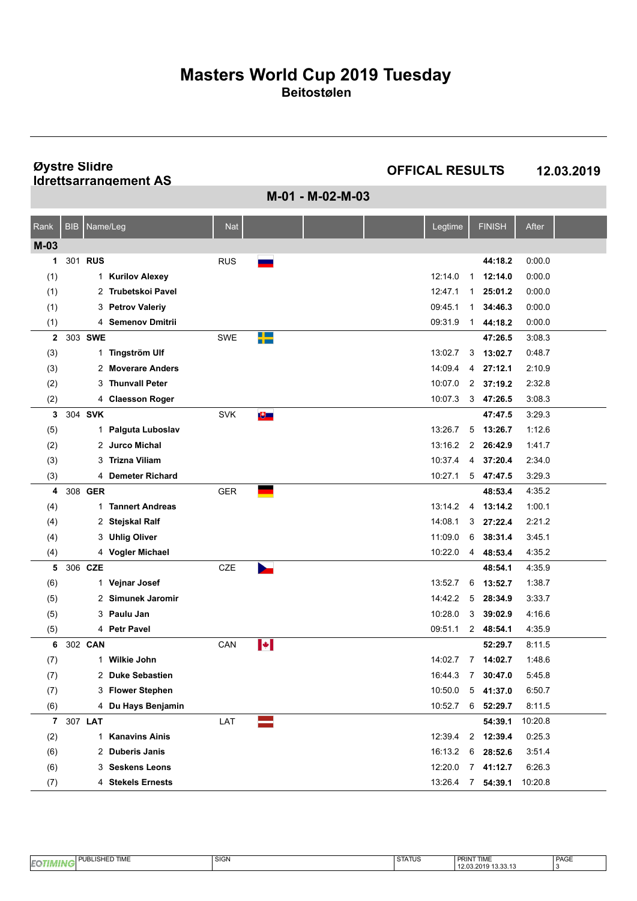# Masters World Cup 2019 Tuesday

**Beitostølen**

**Øystre Slidre Idrettsarrangement AS**

**OFFICAL RESULTS** **12.03.2019**

## M-01 - M-02-M-03

| Rank | BIB | Name/Leg | Nat | Legtime | | FINISH | After |
|---|---|---|---|---|---|---|---|
| **M-03** | | | | | | | |
| **1** | 301 | **RUS** | RUS | | | **44:18.2** | 0:00.0 |
| (1) | 1 | **Kurilov Alexey** | | 12:14.0 | 1 | **12:14.0** | 0:00.0 |
| (1) | 2 | **Trubetskoi Pavel** | | 12:47.1 | 1 | **25:01.2** | 0:00.0 |
| (1) | 3 | **Petrov Valeriy** | | 09:45.1 | 1 | **34:46.3** | 0:00.0 |
| (1) | 4 | **Semenov Dmitrii** | | 09:31.9 | 1 | **44:18.2** | 0:00.0 |
| **2** | 303 | **SWE** | SWE | | | **47:26.5** | 3:08.3 |
| (3) | 1 | **Tingström Ulf** | | 13:02.7 | 3 | **13:02.7** | 0:48.7 |
| (3) | 2 | **Moverare Anders** | | 14:09.4 | 4 | **27:12.1** | 2:10.9 |
| (2) | 3 | **Thunvall Peter** | | 10:07.0 | 2 | **37:19.2** | 2:32.8 |
| (2) | 4 | **Claesson Roger** | | 10:07.3 | 3 | **47:26.5** | 3:08.3 |
| **3** | 304 | **SVK** | SVK | | | **47:47.5** | 3:29.3 |
| (5) | 1 | **Palguta Luboslav** | | 13:26.7 | 5 | **13:26.7** | 1:12.6 |
| (2) | 2 | **Jurco Michal** | | 13:16.2 | 2 | **26:42.9** | 1:41.7 |
| (3) | 3 | **Trizna Viliam** | | 10:37.4 | 4 | **37:20.4** | 2:34.0 |
| (3) | 4 | **Demeter Richard** | | 10:27.1 | 5 | **47:47.5** | 3:29.3 |
| **4** | 308 | **GER** | GER | | | **48:53.4** | 4:35.2 |
| (4) | 1 | **Tannert Andreas** | | 13:14.2 | 4 | **13:14.2** | 1:00.1 |
| (4) | 2 | **Stejskal Ralf** | | 14:08.1 | 3 | **27:22.4** | 2:21.2 |
| (4) | 3 | **Uhlig Oliver** | | 11:09.0 | 6 | **38:31.4** | 3:45.1 |
| (4) | 4 | **Vogler Michael** | | 10:22.0 | 4 | **48:53.4** | 4:35.2 |
| **5** | 306 | **CZE** | CZE | | | **48:54.1** | 4:35.9 |
| (6) | 1 | **Vejnar Josef** | | 13:52.7 | 6 | **13:52.7** | 1:38.7 |
| (5) | 2 | **Simunek Jaromir** | | 14:42.2 | 5 | **28:34.9** | 3:33.7 |
| (5) | 3 | **Paulu Jan** | | 10:28.0 | 3 | **39:02.9** | 4:16.6 |
| (5) | 4 | **Petr Pavel** | | 09:51.1 | 2 | **48:54.1** | 4:35.9 |
| **6** | 302 | **CAN** | CAN | | | **52:29.7** | 8:11.5 |
| (7) | 1 | **Wilkie John** | | 14:02.7 | 7 | **14:02.7** | 1:48.6 |
| (7) | 2 | **Duke Sebastien** | | 16:44.3 | 7 | **30:47.0** | 5:45.8 |
| (7) | 3 | **Flower Stephen** | | 10:50.0 | 5 | **41:37.0** | 6:50.7 |
| (6) | 4 | **Du Hays Benjamin** | | 10:52.7 | 6 | **52:29.7** | 8:11.5 |
| **7** | 307 | **LAT** | LAT | | | **54:39.1** | 10:20.8 |
| (2) | 1 | **Kanavins Ainis** | | 12:39.4 | 2 | **12:39.4** | 0:25.3 |
| (6) | 2 | **Duberis Janis** | | 16:13.2 | 6 | **28:52.6** | 3:51.4 |
| (6) | 3 | **Seskens Leons** | | 12:20.0 | 7 | **41:12.7** | 6:26.3 |
| (7) | 4 | **Stekels Ernests** | | 13:26.4 | 7 | **54:39.1** | 10:20.8 |

| PUBLISHED TIME | SIGN | STATUS | PRINT TIME | PAGE |
|---|---|---|---|---|
| | | | 12.03.2019 13.33.13 | 3 |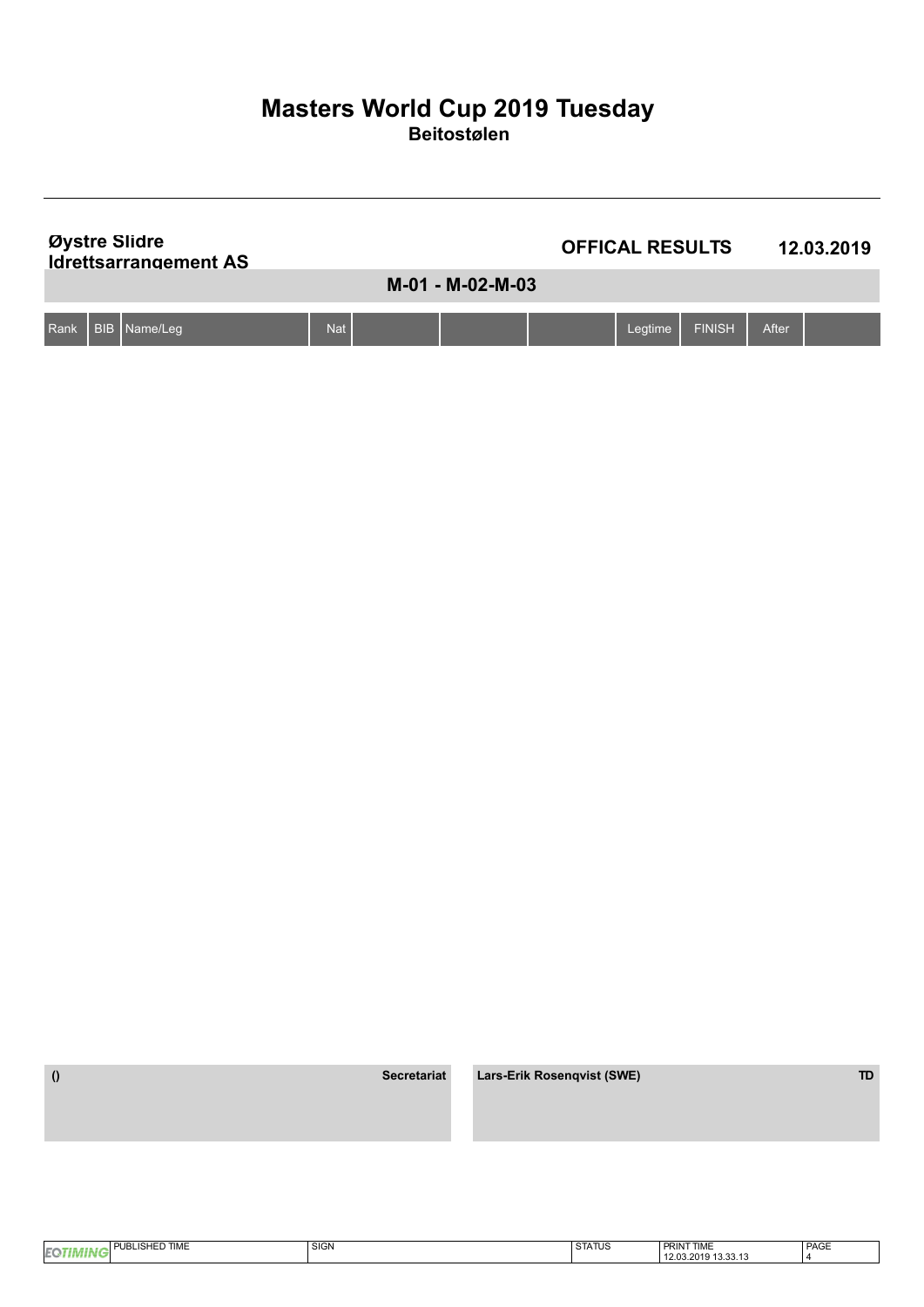# Masters World Cup 2019 Tuesday

## Beitostølen

**Øystre Slidre Idrettsarrangement AS**

**OFFICAL RESULTS** **12.03.2019**

### M-01 - M-02-M-03

| Rank | BIB | Name/Leg | Nat | | | | Legtime | FINISH | After | |
|---|---|---|---|---|---|---|---|---|---|---|

| () | Secretariat | Lars-Erik Rosenqvist (SWE) | TD |
|---|---|---|---|

| | PUBLISHED TIME | SIGN | STATUS | PRINT TIME | PAGE |
|---|---|---|---|---|---|
| EQTIMING | | | | 12.03.2019 13.33.13 | 4 |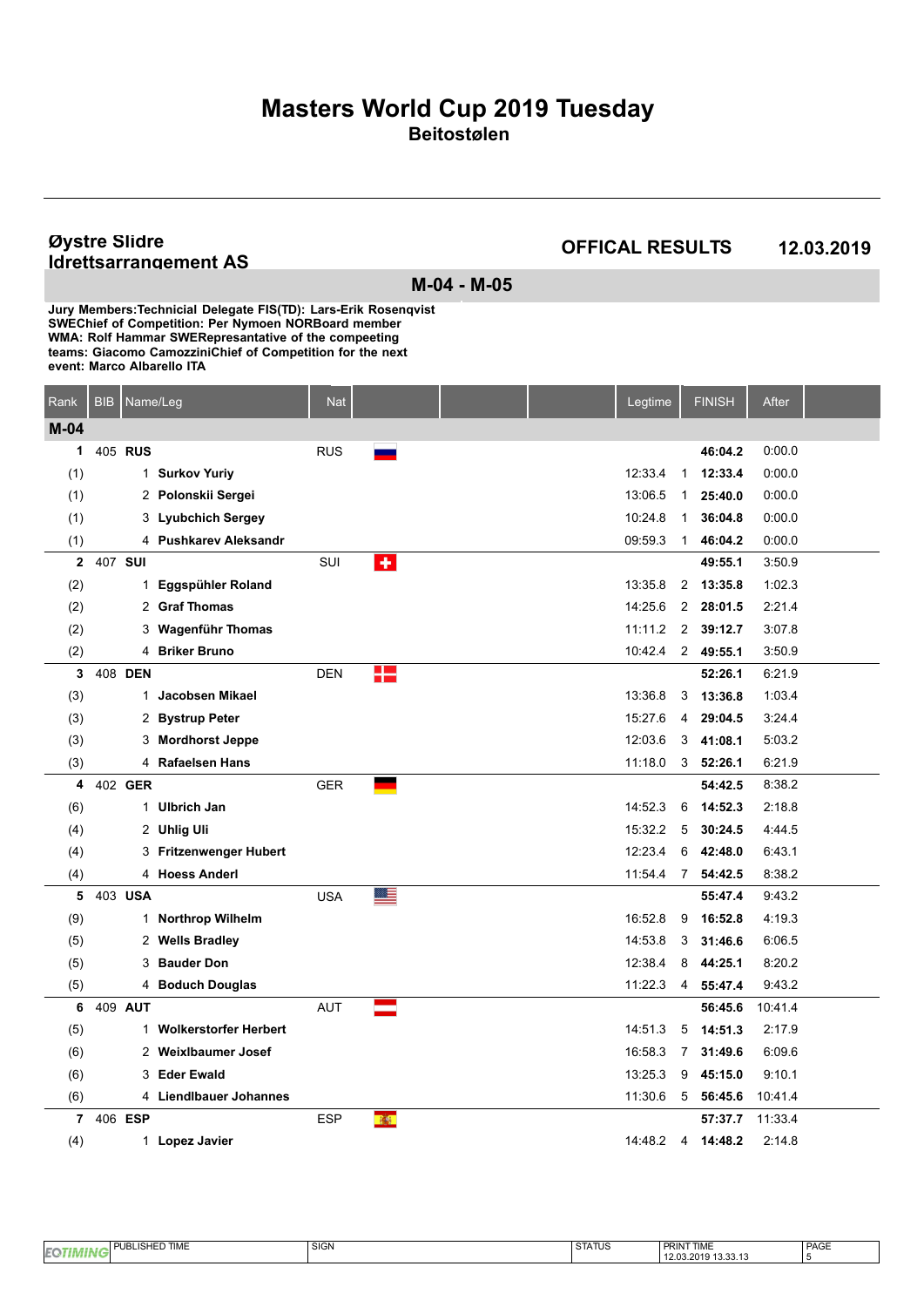# Masters World Cup 2019 Tuesday

**Beitostølen**

**Øystre Slidre Idrettsarrangement AS**

**OFFICAL RESULTS** **12.03.2019**

## M-04 - M-05

**Jury Members:Technicial Delegate FIS(TD): Lars-Erik Rosenqvist SWEChief of Competition: Per Nymoen NORBoard member WMA: Rolf Hammar SWERepresantative of the compeeting teams: Giacomo CamozziniChief of Competition for the next event: Marco Albarello ITA**

| Rank | BIB | Name/Leg | Nat | Legtime | | FINISH | After |
|---|---|---|---|---|---|---|---|
| **M-04** | | | | | | | |
| **1** | 405 | **RUS** | RUS | | | **46:04.2** | 0:00.0 |
| (1) | 1 | **Surkov Yuriy** | | 12:33.4 | 1 | **12:33.4** | 0:00.0 |
| (1) | 2 | **Polonskii Sergei** | | 13:06.5 | 1 | **25:40.0** | 0:00.0 |
| (1) | 3 | **Lyubchich Sergey** | | 10:24.8 | 1 | **36:04.8** | 0:00.0 |
| (1) | 4 | **Pushkarev Aleksandr** | | 09:59.3 | 1 | **46:04.2** | 0:00.0 |
| **2** | 407 | **SUI** | SUI | | | **49:55.1** | 3:50.9 |
| (2) | 1 | **Eggspühler Roland** | | 13:35.8 | 2 | **13:35.8** | 1:02.3 |
| (2) | 2 | **Graf Thomas** | | 14:25.6 | 2 | **28:01.5** | 2:21.4 |
| (2) | 3 | **Wagenführ Thomas** | | 11:11.2 | 2 | **39:12.7** | 3:07.8 |
| (2) | 4 | **Briker Bruno** | | 10:42.4 | 2 | **49:55.1** | 3:50.9 |
| **3** | 408 | **DEN** | DEN | | | **52:26.1** | 6:21.9 |
| (3) | 1 | **Jacobsen Mikael** | | 13:36.8 | 3 | **13:36.8** | 1:03.4 |
| (3) | 2 | **Bystrup Peter** | | 15:27.6 | 4 | **29:04.5** | 3:24.4 |
| (3) | 3 | **Mordhorst Jeppe** | | 12:03.6 | 3 | **41:08.1** | 5:03.2 |
| (3) | 4 | **Rafaelsen Hans** | | 11:18.0 | 3 | **52:26.1** | 6:21.9 |
| **4** | 402 | **GER** | GER | | | **54:42.5** | 8:38.2 |
| (6) | 1 | **Ulbrich Jan** | | 14:52.3 | 6 | **14:52.3** | 2:18.8 |
| (4) | 2 | **Uhlig Uli** | | 15:32.2 | 5 | **30:24.5** | 4:44.5 |
| (4) | 3 | **Fritzenwenger Hubert** | | 12:23.4 | 6 | **42:48.0** | 6:43.1 |
| (4) | 4 | **Hoess Anderl** | | 11:54.4 | 7 | **54:42.5** | 8:38.2 |
| **5** | 403 | **USA** | USA | | | **55:47.4** | 9:43.2 |
| (9) | 1 | **Northrop Wilhelm** | | 16:52.8 | 9 | **16:52.8** | 4:19.3 |
| (5) | 2 | **Wells Bradley** | | 14:53.8 | 3 | **31:46.6** | 6:06.5 |
| (5) | 3 | **Bauder Don** | | 12:38.4 | 8 | **44:25.1** | 8:20.2 |
| (5) | 4 | **Boduch Douglas** | | 11:22.3 | 4 | **55:47.4** | 9:43.2 |
| **6** | 409 | **AUT** | AUT | | | **56:45.6** | 10:41.4 |
| (5) | 1 | **Wolkerstorfer Herbert** | | 14:51.3 | 5 | **14:51.3** | 2:17.9 |
| (6) | 2 | **Weixlbaumer Josef** | | 16:58.3 | 7 | **31:49.6** | 6:09.6 |
| (6) | 3 | **Eder Ewald** | | 13:25.3 | 9 | **45:15.0** | 9:10.1 |
| (6) | 4 | **Liendlbauer Johannes** | | 11:30.6 | 5 | **56:45.6** | 10:41.4 |
| **7** | 406 | **ESP** | ESP | | | **57:37.7** | 11:33.4 |
| (4) | 1 | **Lopez Javier** | | 14:48.2 | 4 | **14:48.2** | 2:14.8 |

| PUBLISHED TIME | SIGN | STATUS | PRINT TIME | PAGE |
|---|---|---|---|---|
| | | | 12.03.2019 13.33.13 | 5 |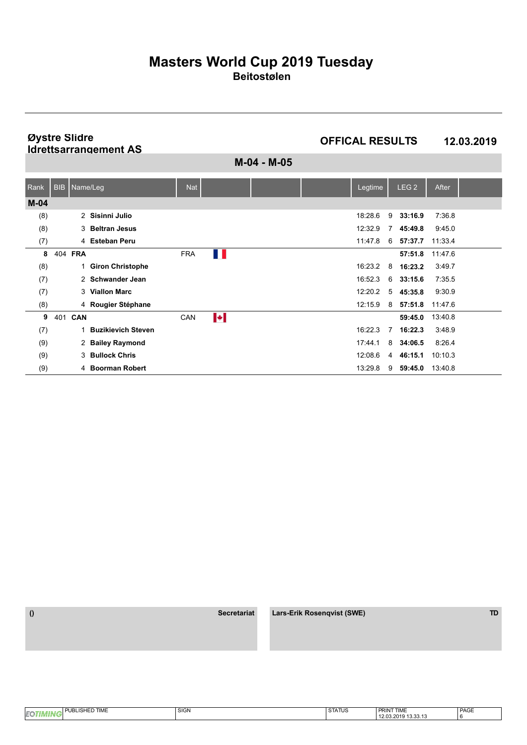# Masters World Cup 2019 Tuesday

## Beitostølen

**Øystre Slidre Idrettsarrangement AS**

**OFFICAL RESULTS** **12.03.2019**

### M-04 - M-05

| Rank | BIB | Name/Leg | Nat | | | | Legtime | | LEG 2 | After |
|---|---|---|---|---|---|---|---|---|---|---|
| **M-04** | | | | | | | | | | |
| (8) | | 2 **Sisinni Julio** | | | | | 18:28.6 | 9 | **33:16.9** | 7:36.8 |
| (8) | | 3 **Beltran Jesus** | | | | | 12:32.9 | 7 | **45:49.8** | 9:45.0 |
| (7) | | 4 **Esteban Peru** | | | | | 11:47.8 | 6 | **57:37.7** | 11:33.4 |
| **8** | 404 | **FRA** | FRA | | | | | | **57:51.8** | 11:47.6 |
| (8) | | 1 **Giron Christophe** | | | | | 16:23.2 | 8 | **16:23.2** | 3:49.7 |
| (7) | | 2 **Schwander Jean** | | | | | 16:52.3 | 6 | **33:15.6** | 7:35.5 |
| (7) | | 3 **Viallon Marc** | | | | | 12:20.2 | 5 | **45:35.8** | 9:30.9 |
| (8) | | 4 **Rougier Stéphane** | | | | | 12:15.9 | 8 | **57:51.8** | 11:47.6 |
| **9** | 401 | **CAN** | CAN | | | | | | **59:45.0** | 13:40.8 |
| (7) | | 1 **Buzikievich Steven** | | | | | 16:22.3 | 7 | **16:22.3** | 3:48.9 |
| (9) | | 2 **Bailey Raymond** | | | | | 17:44.1 | 8 | **34:06.5** | 8:26.4 |
| (9) | | 3 **Bullock Chris** | | | | | 12:08.6 | 4 | **46:15.1** | 10:10.3 |
| (9) | | 4 **Boorman Robert** | | | | | 13:29.8 | 9 | **59:45.0** | 13:40.8 |

| () | Secretariat | Lars-Erik Rosenqvist (SWE) | TD |
|---|---|---|---|

| PUBLISHED TIME | SIGN | STATUS | PRINT TIME | PAGE |
|---|---|---|---|---|
| | | | 12.03.2019 13.33.13 | 6 |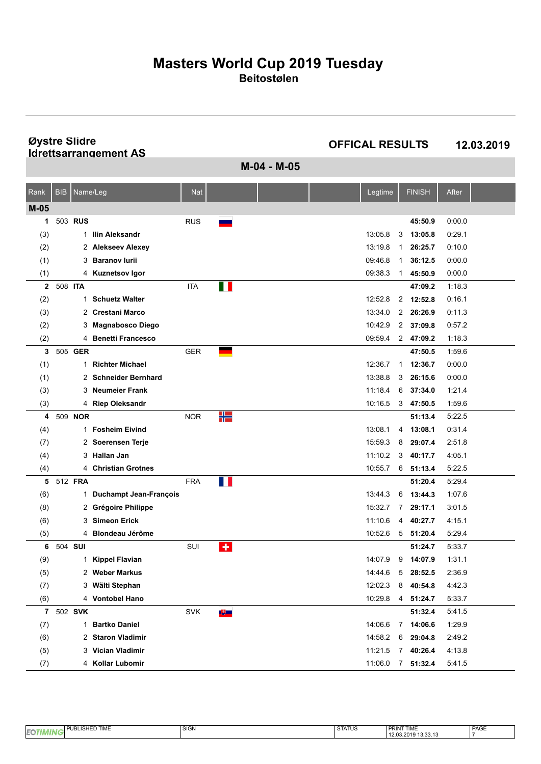# Masters World Cup 2019 Tuesday

**Beitostølen**

**Øystre Slidre Idrettsarrangement AS**

**OFFICAL RESULTS** **12.03.2019**

## M-04 - M-05

| Rank | BIB | Name/Leg | Nat | Legtime | | FINISH | After |
|---|---|---|---|---|---|---|---|
| **M-05** | | | | | | | |
| **1** | 503 | **RUS** | RUS | | | **45:50.9** | 0:00.0 |
| (3) | 1 | **Ilin Aleksandr** | | 13:05.8 | 3 | **13:05.8** | 0:29.1 |
| (2) | 2 | **Alekseev Alexey** | | 13:19.8 | 1 | **26:25.7** | 0:10.0 |
| (1) | 3 | **Baranov Iurii** | | 09:46.8 | 1 | **36:12.5** | 0:00.0 |
| (1) | 4 | **Kuznetsov Igor** | | 09:38.3 | 1 | **45:50.9** | 0:00.0 |
| **2** | 508 | **ITA** | ITA | | | **47:09.2** | 1:18.3 |
| (2) | 1 | **Schuetz Walter** | | 12:52.8 | 2 | **12:52.8** | 0:16.1 |
| (3) | 2 | **Crestani Marco** | | 13:34.0 | 2 | **26:26.9** | 0:11.3 |
| (2) | 3 | **Magnabosco Diego** | | 10:42.9 | 2 | **37:09.8** | 0:57.2 |
| (2) | 4 | **Benetti Francesco** | | 09:59.4 | 2 | **47:09.2** | 1:18.3 |
| **3** | 505 | **GER** | GER | | | **47:50.5** | 1:59.6 |
| (1) | 1 | **Richter Michael** | | 12:36.7 | 1 | **12:36.7** | 0:00.0 |
| (1) | 2 | **Schneider Bernhard** | | 13:38.8 | 3 | **26:15.6** | 0:00.0 |
| (3) | 3 | **Neumeier Frank** | | 11:18.4 | 6 | **37:34.0** | 1:21.4 |
| (3) | 4 | **Riep Oleksandr** | | 10:16.5 | 3 | **47:50.5** | 1:59.6 |
| **4** | 509 | **NOR** | NOR | | | **51:13.4** | 5:22.5 |
| (4) | 1 | **Fosheim Eivind** | | 13:08.1 | 4 | **13:08.1** | 0:31.4 |
| (7) | 2 | **Soerensen Terje** | | 15:59.3 | 8 | **29:07.4** | 2:51.8 |
| (4) | 3 | **Hallan Jan** | | 11:10.2 | 3 | **40:17.7** | 4:05.1 |
| (4) | 4 | **Christian Grotnes** | | 10:55.7 | 6 | **51:13.4** | 5:22.5 |
| **5** | 512 | **FRA** | FRA | | | **51:20.4** | 5:29.4 |
| (6) | 1 | **Duchampt Jean-François** | | 13:44.3 | 6 | **13:44.3** | 1:07.6 |
| (8) | 2 | **Grégoire Philippe** | | 15:32.7 | 7 | **29:17.1** | 3:01.5 |
| (6) | 3 | **Simeon Erick** | | 11:10.6 | 4 | **40:27.7** | 4:15.1 |
| (5) | 4 | **Blondeau Jérôme** | | 10:52.6 | 5 | **51:20.4** | 5:29.4 |
| **6** | 504 | **SUI** | SUI | | | **51:24.7** | 5:33.7 |
| (9) | 1 | **Kippel Flavian** | | 14:07.9 | 9 | **14:07.9** | 1:31.1 |
| (5) | 2 | **Weber Markus** | | 14:44.6 | 5 | **28:52.5** | 2:36.9 |
| (7) | 3 | **Wälti Stephan** | | 12:02.3 | 8 | **40:54.8** | 4:42.3 |
| (6) | 4 | **Vontobel Hano** | | 10:29.8 | 4 | **51:24.7** | 5:33.7 |
| **7** | 502 | **SVK** | SVK | | | **51:32.4** | 5:41.5 |
| (7) | 1 | **Bartko Daniel** | | 14:06.6 | 7 | **14:06.6** | 1:29.9 |
| (6) | 2 | **Staron Vladimir** | | 14:58.2 | 6 | **29:04.8** | 2:49.2 |
| (5) | 3 | **Vician Vladimir** | | 11:21.5 | 7 | **40:26.4** | 4:13.8 |
| (7) | 4 | **Kollar Lubomir** | | 11:06.0 | 7 | **51:32.4** | 5:41.5 |

| PUBLISHED TIME | SIGN | STATUS | PRINT TIME | PAGE |
|---|---|---|---|---|
| | | | 12.03.2019 13.33.13 | 7 |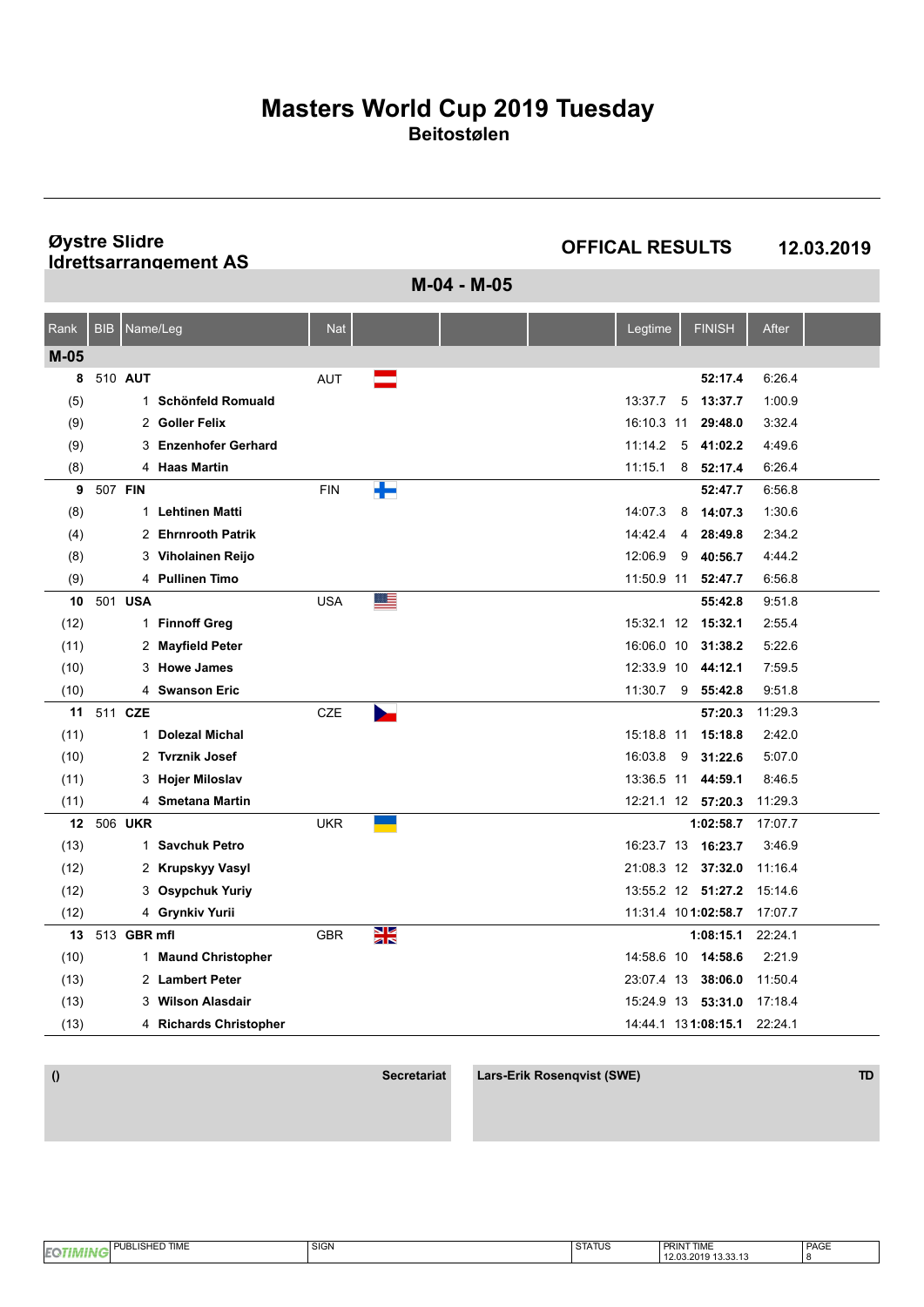# Masters World Cup 2019 Tuesday

**Beitostølen**

**Øystre Slidre Idrettsarrangement AS**

**OFFICAL RESULTS** **12.03.2019**

## M-04 - M-05

| Rank | BIB | Name/Leg | Nat | | | | Legtime | | FINISH | After |
|---|---|---|---|---|---|---|---|---|---|---|
| **M-05** | | | | | | | | | | |
| **8** | 510 | **AUT** | AUT | | | | | | **52:17.4** | 6:26.4 |
| (5) | 1 | **Schönfeld Romuald** | | | | | 13:37.7 | 5 | **13:37.7** | 1:00.9 |
| (9) | 2 | **Goller Felix** | | | | | 16:10.3 | 11 | **29:48.0** | 3:32.4 |
| (9) | 3 | **Enzenhofer Gerhard** | | | | | 11:14.2 | 5 | **41:02.2** | 4:49.6 |
| (8) | 4 | **Haas Martin** | | | | | 11:15.1 | 8 | **52:17.4** | 6:26.4 |
| **9** | 507 | **FIN** | FIN | | | | | | **52:47.7** | 6:56.8 |
| (8) | 1 | **Lehtinen Matti** | | | | | 14:07.3 | 8 | **14:07.3** | 1:30.6 |
| (4) | 2 | **Ehrnrooth Patrik** | | | | | 14:42.4 | 4 | **28:49.8** | 2:34.2 |
| (8) | 3 | **Viholainen Reijo** | | | | | 12:06.9 | 9 | **40:56.7** | 4:44.2 |
| (9) | 4 | **Pullinen Timo** | | | | | 11:50.9 | 11 | **52:47.7** | 6:56.8 |
| **10** | 501 | **USA** | USA | | | | | | **55:42.8** | 9:51.8 |
| (12) | 1 | **Finnoff Greg** | | | | | 15:32.1 | 12 | **15:32.1** | 2:55.4 |
| (11) | 2 | **Mayfield Peter** | | | | | 16:06.0 | 10 | **31:38.2** | 5:22.6 |
| (10) | 3 | **Howe James** | | | | | 12:33.9 | 10 | **44:12.1** | 7:59.5 |
| (10) | 4 | **Swanson Eric** | | | | | 11:30.7 | 9 | **55:42.8** | 9:51.8 |
| **11** | 511 | **CZE** | CZE | | | | | | **57:20.3** | 11:29.3 |
| (11) | 1 | **Dolezal Michal** | | | | | 15:18.8 | 11 | **15:18.8** | 2:42.0 |
| (10) | 2 | **Tvrznik Josef** | | | | | 16:03.8 | 9 | **31:22.6** | 5:07.0 |
| (11) | 3 | **Hojer Miloslav** | | | | | 13:36.5 | 11 | **44:59.1** | 8:46.5 |
| (11) | 4 | **Smetana Martin** | | | | | 12:21.1 | 12 | **57:20.3** | 11:29.3 |
| **12** | 506 | **UKR** | UKR | | | | | | **1:02:58.7** | 17:07.7 |
| (13) | 1 | **Savchuk Petro** | | | | | 16:23.7 | 13 | **16:23.7** | 3:46.9 |
| (12) | 2 | **Krupskyy Vasyl** | | | | | 21:08.3 | 12 | **37:32.0** | 11:16.4 |
| (12) | 3 | **Osypchuk Yuriy** | | | | | 13:55.2 | 12 | **51:27.2** | 15:14.6 |
| (12) | 4 | **Grynkiv Yurii** | | | | | 11:31.4 | 10 | **1:02:58.7** | 17:07.7 |
| **13** | 513 | **GBR mfl** | GBR | | | | | | **1:08:15.1** | 22:24.1 |
| (10) | 1 | **Maund Christopher** | | | | | 14:58.6 | 10 | **14:58.6** | 2:21.9 |
| (13) | 2 | **Lambert Peter** | | | | | 23:07.4 | 13 | **38:06.0** | 11:50.4 |
| (13) | 3 | **Wilson Alasdair** | | | | | 15:24.9 | 13 | **53:31.0** | 17:18.4 |
| (13) | 4 | **Richards Christopher** | | | | | 14:44.1 | 13 | **1:08:15.1** | 22:24.1 |

| () | **Secretariat** | **Lars-Erik Rosenqvist (SWE)** | **TD** |
|---|---|---|---|

| PUBLISHED TIME | SIGN | STATUS | PRINT TIME | PAGE |
|---|---|---|---|---|
| | | | 12.03.2019 13.33.13 | 8 |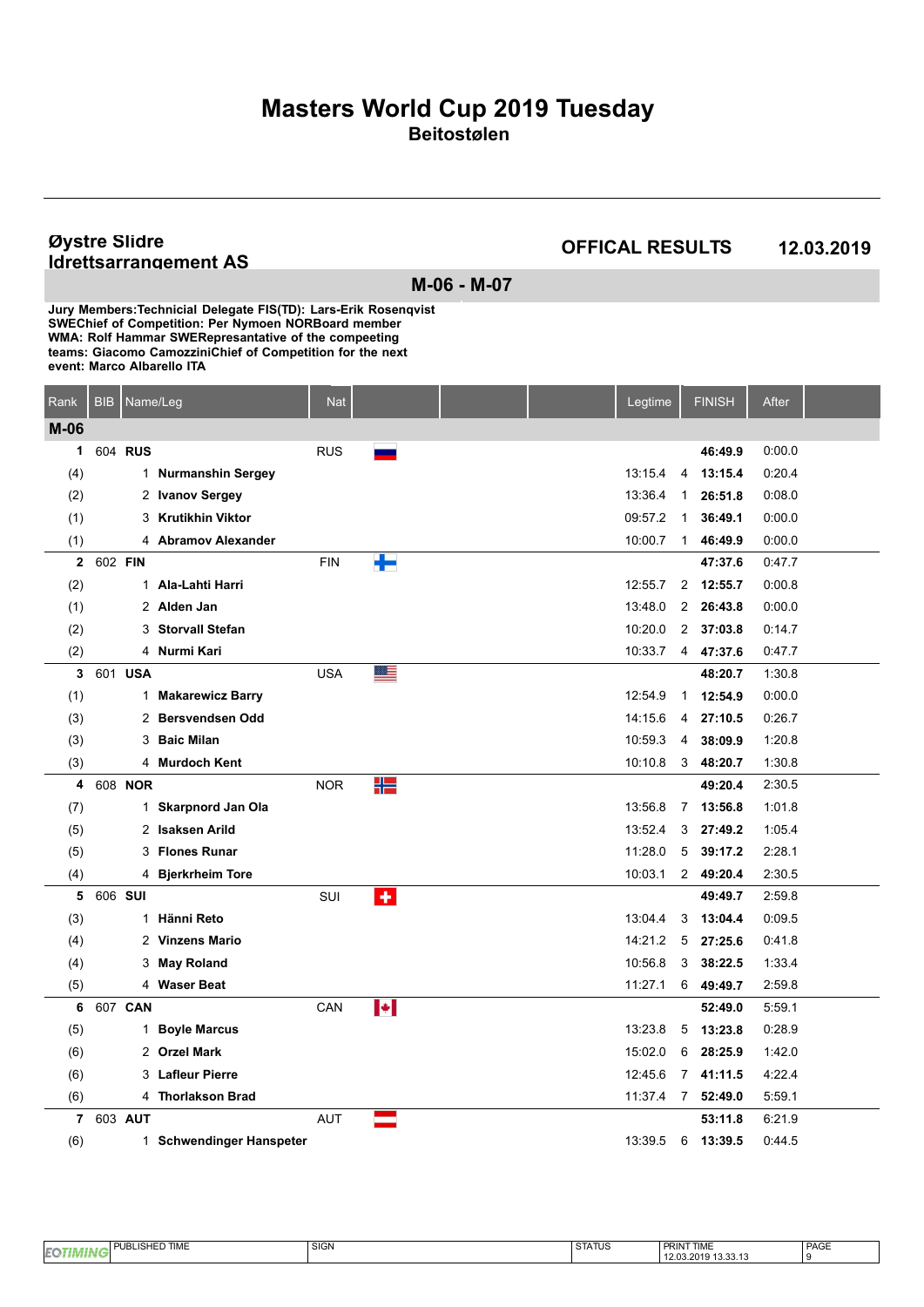# Masters World Cup 2019 Tuesday

## Beitostølen

**Øystre Slidre Idrettsarrangement AS**

**OFFICAL RESULTS** **12.03.2019**

## M-06 - M-07

**Jury Members:Technicial Delegate FIS(TD): Lars-Erik Rosenqvist SWEChief of Competition: Per Nymoen NORBoard member WMA: Rolf Hammar SWERepresantative of the compeeting teams: Giacomo CamozziniChief of Competition for the next event: Marco Albarello ITA**

| Rank | BIB | Name/Leg | Nat | Legtime | | FINISH | After |
|---|---|---|---|---|---|---|---|
| **M-06** | | | | | | | |
| **1** | 604 | **RUS** | RUS | | | **46:49.9** | 0:00.0 |
| (4) | 1 | **Nurmanshin Sergey** | | 13:15.4 | 4 | **13:15.4** | 0:20.4 |
| (2) | 2 | **Ivanov Sergey** | | 13:36.4 | 1 | **26:51.8** | 0:08.0 |
| (1) | 3 | **Krutikhin Viktor** | | 09:57.2 | 1 | **36:49.1** | 0:00.0 |
| (1) | 4 | **Abramov Alexander** | | 10:00.7 | 1 | **46:49.9** | 0:00.0 |
| **2** | 602 | **FIN** | FIN | | | **47:37.6** | 0:47.7 |
| (2) | 1 | **Ala-Lahti Harri** | | 12:55.7 | 2 | **12:55.7** | 0:00.8 |
| (1) | 2 | **Alden Jan** | | 13:48.0 | 2 | **26:43.8** | 0:00.0 |
| (2) | 3 | **Storvall Stefan** | | 10:20.0 | 2 | **37:03.8** | 0:14.7 |
| (2) | 4 | **Nurmi Kari** | | 10:33.7 | 4 | **47:37.6** | 0:47.7 |
| **3** | 601 | **USA** | USA | | | **48:20.7** | 1:30.8 |
| (1) | 1 | **Makarewicz Barry** | | 12:54.9 | 1 | **12:54.9** | 0:00.0 |
| (3) | 2 | **Bersvendsen Odd** | | 14:15.6 | 4 | **27:10.5** | 0:26.7 |
| (3) | 3 | **Baic Milan** | | 10:59.3 | 4 | **38:09.9** | 1:20.8 |
| (3) | 4 | **Murdoch Kent** | | 10:10.8 | 3 | **48:20.7** | 1:30.8 |
| **4** | 608 | **NOR** | NOR | | | **49:20.4** | 2:30.5 |
| (7) | 1 | **Skarpnord Jan Ola** | | 13:56.8 | 7 | **13:56.8** | 1:01.8 |
| (5) | 2 | **Isaksen Arild** | | 13:52.4 | 3 | **27:49.2** | 1:05.4 |
| (5) | 3 | **Flones Runar** | | 11:28.0 | 5 | **39:17.2** | 2:28.1 |
| (4) | 4 | **Bjerkrheim Tore** | | 10:03.1 | 2 | **49:20.4** | 2:30.5 |
| **5** | 606 | **SUI** | SUI | | | **49:49.7** | 2:59.8 |
| (3) | 1 | **Hänni Reto** | | 13:04.4 | 3 | **13:04.4** | 0:09.5 |
| (4) | 2 | **Vinzens Mario** | | 14:21.2 | 5 | **27:25.6** | 0:41.8 |
| (4) | 3 | **May Roland** | | 10:56.8 | 3 | **38:22.5** | 1:33.4 |
| (5) | 4 | **Waser Beat** | | 11:27.1 | 6 | **49:49.7** | 2:59.8 |
| **6** | 607 | **CAN** | CAN | | | **52:49.0** | 5:59.1 |
| (5) | 1 | **Boyle Marcus** | | 13:23.8 | 5 | **13:23.8** | 0:28.9 |
| (6) | 2 | **Orzel Mark** | | 15:02.0 | 6 | **28:25.9** | 1:42.0 |
| (6) | 3 | **Lafleur Pierre** | | 12:45.6 | 7 | **41:11.5** | 4:22.4 |
| (6) | 4 | **Thorlakson Brad** | | 11:37.4 | 7 | **52:49.0** | 5:59.1 |
| **7** | 603 | **AUT** | AUT | | | **53:11.8** | 6:21.9 |
| (6) | 1 | **Schwendinger Hanspeter** | | 13:39.5 | 6 | **13:39.5** | 0:44.5 |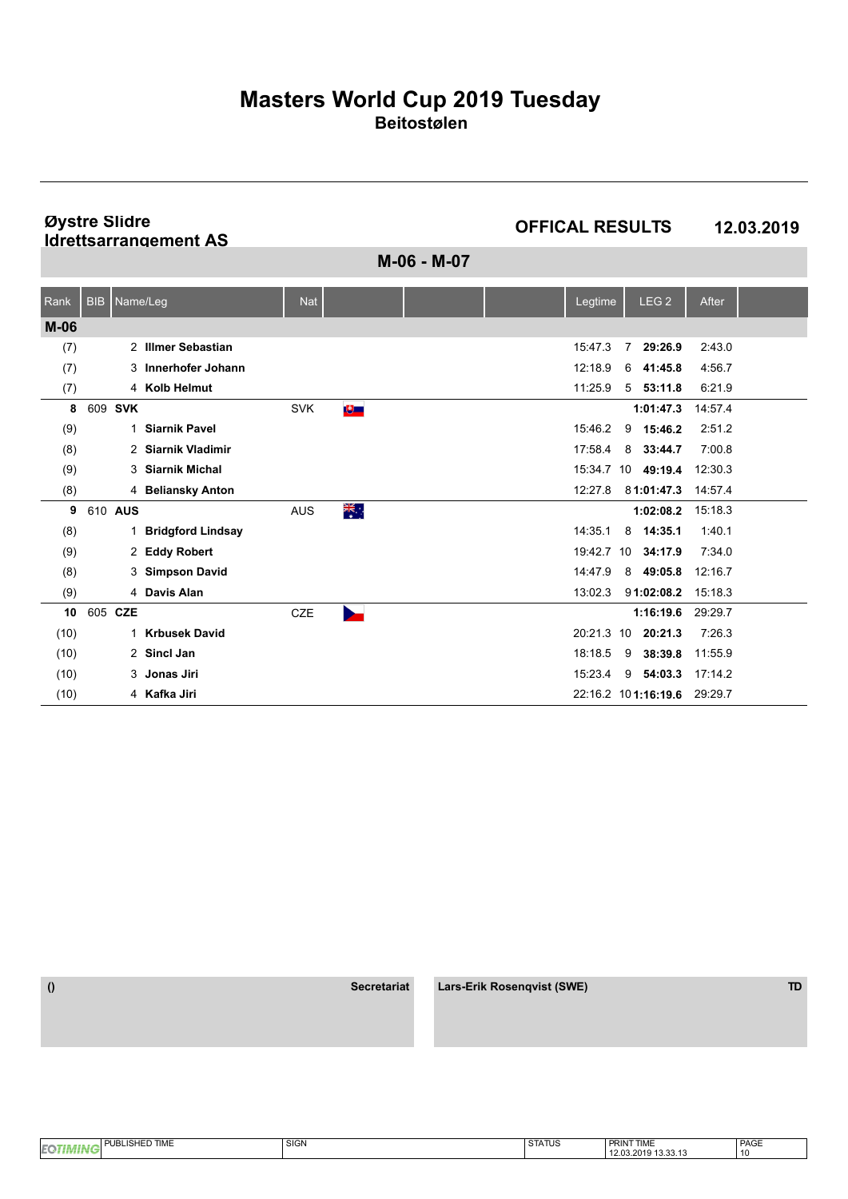# Masters World Cup 2019 Tuesday

**Beitostølen**

**Øystre Slidre Idrettsarrangement AS**

**OFFICAL RESULTS** **12.03.2019**

## M-06 - M-07

| Rank | BIB | Name/Leg | Nat | | | | Legtime | LEG 2 | After | |
|---|---|---|---|---|---|---|---|---|---|---|
| **M-06** | | | | | | | | | | |
| (7) | | 2 **Illmer Sebastian** | | | | | 15:47.3 | 7 **29:26.9** | 2:43.0 | |
| (7) | | 3 **Innerhofer Johann** | | | | | 12:18.9 | 6 **41:45.8** | 4:56.7 | |
| (7) | | 4 **Kolb Helmut** | | | | | 11:25.9 | 5 **53:11.8** | 6:21.9 | |
| **8** | 609 | **SVK** | SVK | | | | | **1:01:47.3** | 14:57.4 | |
| (9) | | 1 **Siarnik Pavel** | | | | | 15:46.2 | 9 **15:46.2** | 2:51.2 | |
| (8) | | 2 **Siarnik Vladimir** | | | | | 17:58.4 | 8 **33:44.7** | 7:00.8 | |
| (9) | | 3 **Siarnik Michal** | | | | | 15:34.7 | 10 **49:19.4** | 12:30.3 | |
| (8) | | 4 **Beliansky Anton** | | | | | 12:27.8 | 8 **1:01:47.3** | 14:57.4 | |
| **9** | 610 | **AUS** | AUS | | | | | **1:02:08.2** | 15:18.3 | |
| (8) | | 1 **Bridgford Lindsay** | | | | | 14:35.1 | 8 **14:35.1** | 1:40.1 | |
| (9) | | 2 **Eddy Robert** | | | | | 19:42.7 | 10 **34:17.9** | 7:34.0 | |
| (8) | | 3 **Simpson David** | | | | | 14:47.9 | 8 **49:05.8** | 12:16.7 | |
| (9) | | 4 **Davis Alan** | | | | | 13:02.3 | 9 **1:02:08.2** | 15:18.3 | |
| **10** | 605 | **CZE** | CZE | | | | | **1:16:19.6** | 29:29.7 | |
| (10) | | 1 **Krbusek David** | | | | | 20:21.3 | 10 **20:21.3** | 7:26.3 | |
| (10) | | 2 **Sincl Jan** | | | | | 18:18.5 | 9 **38:39.8** | 11:55.9 | |
| (10) | | 3 **Jonas Jiri** | | | | | 15:23.4 | 9 **54:03.3** | 17:14.2 | |
| (10) | | 4 **Kafka Jiri** | | | | | 22:16.2 | 10 **1:16:19.6** | 29:29.7 | |

| () | Secretariat | Lars-Erik Rosenqvist (SWE) | TD |
|---|---|---|---|

| PUBLISHED TIME | SIGN | STATUS | PRINT TIME | PAGE |
|---|---|---|---|---|
| | | | 12.03.2019 13.33.13 | 10 |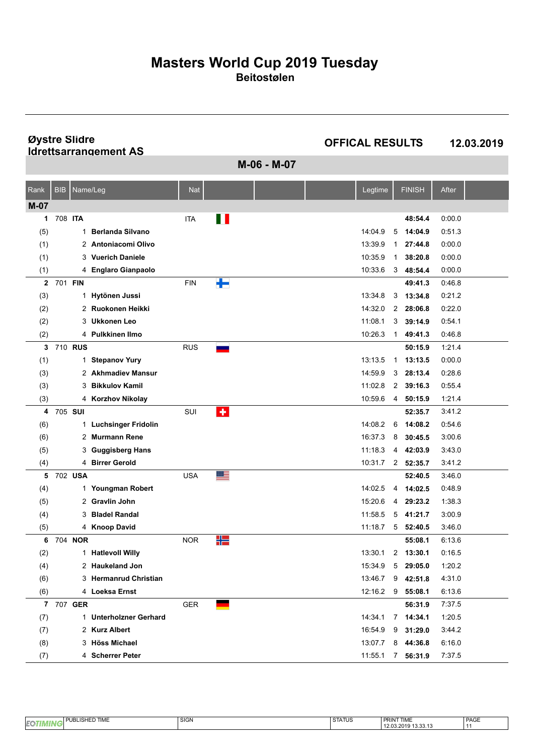# Masters World Cup 2019 Tuesday

**Beitostølen**

**Øystre Slidre Idrettsarrangement AS**

**OFFICAL RESULTS** **12.03.2019**

## M-06 - M-07

| Rank | BIB | Name/Leg | Nat | Legtime | | FINISH | After |
|---|---|---|---|---|---|---|---|
| **M-07** | | | | | | | |
| **1** | 708 | **ITA** | ITA | | | **48:54.4** | 0:00.0 |
| (5) | 1 | **Berlanda Silvano** | | 14:04.9 | 5 | **14:04.9** | 0:51.3 |
| (1) | 2 | **Antoniacomi Olivo** | | 13:39.9 | 1 | **27:44.8** | 0:00.0 |
| (1) | 3 | **Vuerich Daniele** | | 10:35.9 | 1 | **38:20.8** | 0:00.0 |
| (1) | 4 | **Englaro Gianpaolo** | | 10:33.6 | 3 | **48:54.4** | 0:00.0 |
| **2** | 701 | **FIN** | FIN | | | **49:41.3** | 0:46.8 |
| (3) | 1 | **Hytönen Jussi** | | 13:34.8 | 3 | **13:34.8** | 0:21.2 |
| (2) | 2 | **Ruokonen Heikki** | | 14:32.0 | 2 | **28:06.8** | 0:22.0 |
| (2) | 3 | **Ukkonen Leo** | | 11:08.1 | 3 | **39:14.9** | 0:54.1 |
| (2) | 4 | **Pulkkinen Ilmo** | | 10:26.3 | 1 | **49:41.3** | 0:46.8 |
| **3** | 710 | **RUS** | RUS | | | **50:15.9** | 1:21.4 |
| (1) | 1 | **Stepanov Yury** | | 13:13.5 | 1 | **13:13.5** | 0:00.0 |
| (3) | 2 | **Akhmadiev Mansur** | | 14:59.9 | 3 | **28:13.4** | 0:28.6 |
| (3) | 3 | **Bikkulov Kamil** | | 11:02.8 | 2 | **39:16.3** | 0:55.4 |
| (3) | 4 | **Korzhov Nikolay** | | 10:59.6 | 4 | **50:15.9** | 1:21.4 |
| **4** | 705 | **SUI** | SUI | | | **52:35.7** | 3:41.2 |
| (6) | 1 | **Luchsinger Fridolin** | | 14:08.2 | 6 | **14:08.2** | 0:54.6 |
| (6) | 2 | **Murmann Rene** | | 16:37.3 | 8 | **30:45.5** | 3:00.6 |
| (5) | 3 | **Guggisberg Hans** | | 11:18.3 | 4 | **42:03.9** | 3:43.0 |
| (4) | 4 | **Birrer Gerold** | | 10:31.7 | 2 | **52:35.7** | 3:41.2 |
| **5** | 702 | **USA** | USA | | | **52:40.5** | 3:46.0 |
| (4) | 1 | **Youngman Robert** | | 14:02.5 | 4 | **14:02.5** | 0:48.9 |
| (5) | 2 | **Gravlin John** | | 15:20.6 | 4 | **29:23.2** | 1:38.3 |
| (4) | 3 | **Bladel Randal** | | 11:58.5 | 5 | **41:21.7** | 3:00.9 |
| (5) | 4 | **Knoop David** | | 11:18.7 | 5 | **52:40.5** | 3:46.0 |
| **6** | 704 | **NOR** | NOR | | | **55:08.1** | 6:13.6 |
| (2) | 1 | **Hatlevoll Willy** | | 13:30.1 | 2 | **13:30.1** | 0:16.5 |
| (4) | 2 | **Haukeland Jon** | | 15:34.9 | 5 | **29:05.0** | 1:20.2 |
| (6) | 3 | **Hermanrud Christian** | | 13:46.7 | 9 | **42:51.8** | 4:31.0 |
| (6) | 4 | **Loeksa Ernst** | | 12:16.2 | 9 | **55:08.1** | 6:13.6 |
| **7** | 707 | **GER** | GER | | | **56:31.9** | 7:37.5 |
| (7) | 1 | **Unterholzner Gerhard** | | 14:34.1 | 7 | **14:34.1** | 1:20.5 |
| (7) | 2 | **Kurz Albert** | | 16:54.9 | 9 | **31:29.0** | 3:44.2 |
| (8) | 3 | **Höss Michael** | | 13:07.7 | 8 | **44:36.8** | 6:16.0 |
| (7) | 4 | **Scherrer Peter** | | 11:55.1 | 7 | **56:31.9** | 7:37.5 |

| PUBLISHED TIME | SIGN | STATUS | PRINT TIME | PAGE |
|---|---|---|---|---|
| | | | 12.03.2019 13.33.13 | 11 |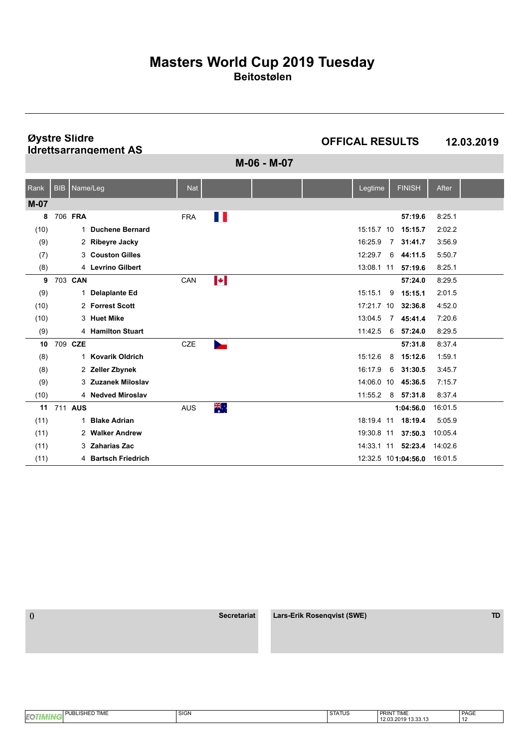# Masters World Cup 2019 Tuesday

**Beitostølen**

**Øystre Slidre Idrettsarrangement AS**

**OFFICAL RESULTS** **12.03.2019**

## M-06 - M-07

| Rank | BIB | Name/Leg | Nat | | | | | Legtime | | FINISH | After |
|---|---|---|---|---|---|---|---|---|---|---|---|
| **M-07** | | | | | | | | | | | |
| **8** | 706 | **FRA** | FRA | | | | | | | **57:19.6** | 8:25.1 |
| (10) | | 1 **Duchene Bernard** | | | | | | 15:15.7 | 10 | **15:15.7** | 2:02.2 |
| (9) | | 2 **Ribeyre Jacky** | | | | | | 16:25.9 | 7 | **31:41.7** | 3:56.9 |
| (7) | | 3 **Couston Gilles** | | | | | | 12:29.7 | 6 | **44:11.5** | 5:50.7 |
| (8) | | 4 **Levrino Gilbert** | | | | | | 13:08.1 | 11 | **57:19.6** | 8:25.1 |
| **9** | 703 | **CAN** | CAN | | | | | | | **57:24.0** | 8:29.5 |
| (9) | | 1 **Delaplante Ed** | | | | | | 15:15.1 | 9 | **15:15.1** | 2:01.5 |
| (10) | | 2 **Forrest Scott** | | | | | | 17:21.7 | 10 | **32:36.8** | 4:52.0 |
| (10) | | 3 **Huet Mike** | | | | | | 13:04.5 | 7 | **45:41.4** | 7:20.6 |
| (9) | | 4 **Hamilton Stuart** | | | | | | 11:42.5 | 6 | **57:24.0** | 8:29.5 |
| **10** | 709 | **CZE** | CZE | | | | | | | **57:31.8** | 8:37.4 |
| (8) | | 1 **Kovarik Oldrich** | | | | | | 15:12.6 | 8 | **15:12.6** | 1:59.1 |
| (8) | | 2 **Zeller Zbynek** | | | | | | 16:17.9 | 6 | **31:30.5** | 3:45.7 |
| (9) | | 3 **Zuzanek Miloslav** | | | | | | 14:06.0 | 10 | **45:36.5** | 7:15.7 |
| (10) | | 4 **Nedved Miroslav** | | | | | | 11:55.2 | 8 | **57:31.8** | 8:37.4 |
| **11** | 711 | **AUS** | AUS | | | | | | | **1:04:56.0** | 16:01.5 |
| (11) | | 1 **Blake Adrian** | | | | | | 18:19.4 | 11 | **18:19.4** | 5:05.9 |
| (11) | | 2 **Walker Andrew** | | | | | | 19:30.8 | 11 | **37:50.3** | 10:05.4 |
| (11) | | 3 **Zaharias Zac** | | | | | | 14:33.1 | 11 | **52:23.4** | 14:02.6 |
| (11) | | 4 **Bartsch Friedrich** | | | | | | 12:32.5 | 10 | **1:04:56.0** | 16:01.5 |

() **Secretariat**

**Lars-Erik Rosenqvist (SWE)** **TD**

| PUBLISHED TIME | SIGN | STATUS | PRINT TIME | PAGE |
|---|---|---|---|---|
| | | | 12.03.2019 13.33.13 | 12 |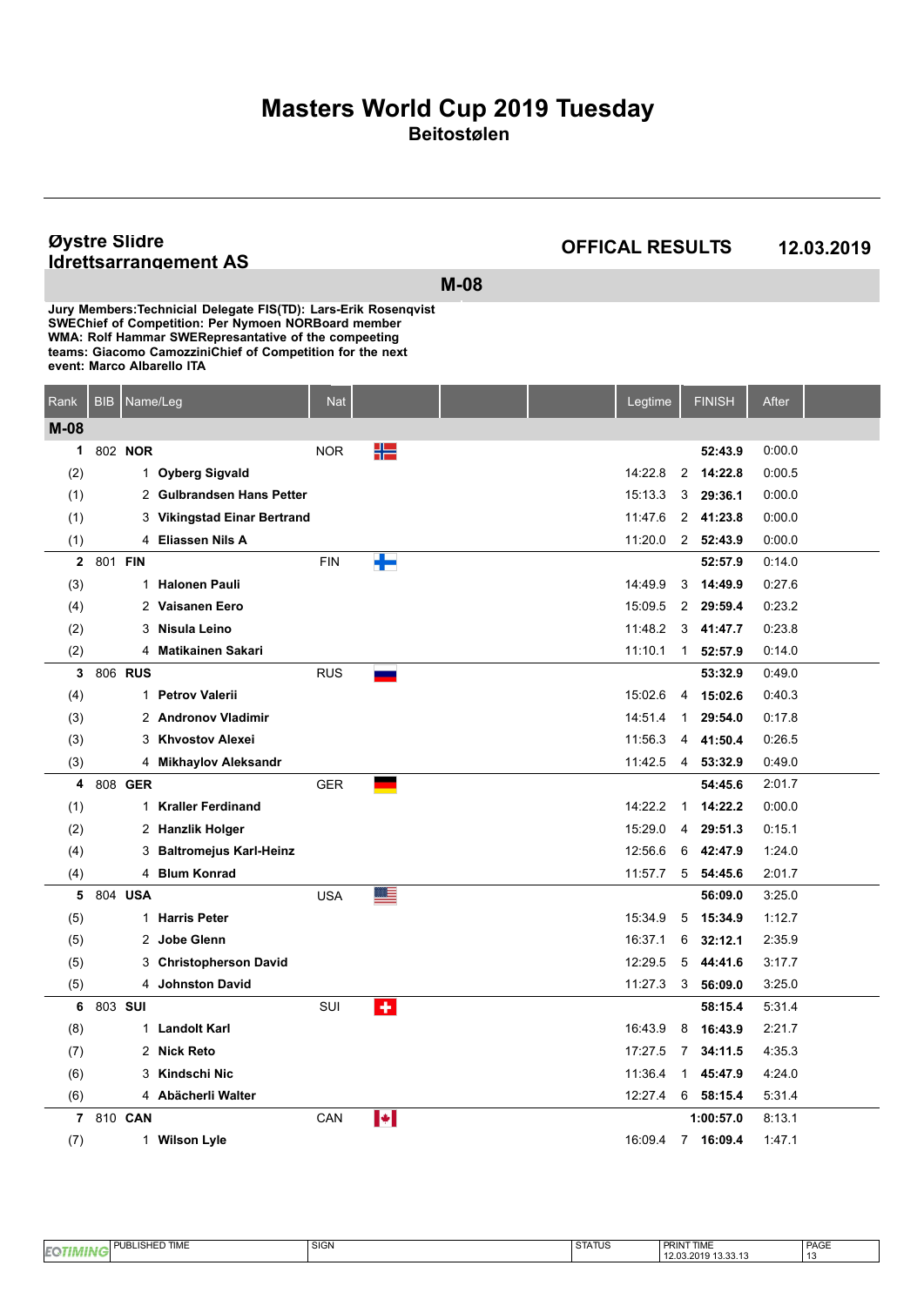# Masters World Cup 2019 Tuesday

## Beitostølen

**Øystre Slidre Idrettsarrangement AS**

**OFFICAL RESULTS** **12.03.2019**

## M-08

**Jury Members:Technicial Delegate FIS(TD): Lars-Erik Rosenqvist SWEChief of Competition: Per Nymoen NORBoard member WMA: Rolf Hammar SWERepresantative of the compeeting teams: Giacomo CamozziniChief of Competition for the next event: Marco Albarello ITA**

| Rank | BIB | Name/Leg | Nat | Legtime | | FINISH | After |
|---|---|---|---|---|---|---|---|
| **M-08** | | | | | | | |
| **1** | 802 | **NOR** | NOR | | | **52:43.9** | 0:00.0 |
| (2) | 1 | **Oyberg Sigvald** | | 14:22.8 | 2 | **14:22.8** | 0:00.5 |
| (1) | 2 | **Gulbrandsen Hans Petter** | | 15:13.3 | 3 | **29:36.1** | 0:00.0 |
| (1) | 3 | **Vikingstad Einar Bertrand** | | 11:47.6 | 2 | **41:23.8** | 0:00.0 |
| (1) | 4 | **Eliassen Nils A** | | 11:20.0 | 2 | **52:43.9** | 0:00.0 |
| **2** | 801 | **FIN** | FIN | | | **52:57.9** | 0:14.0 |
| (3) | 1 | **Halonen Pauli** | | 14:49.9 | 3 | **14:49.9** | 0:27.6 |
| (4) | 2 | **Vaisanen Eero** | | 15:09.5 | 2 | **29:59.4** | 0:23.2 |
| (2) | 3 | **Nisula Leino** | | 11:48.2 | 3 | **41:47.7** | 0:23.8 |
| (2) | 4 | **Matikainen Sakari** | | 11:10.1 | 1 | **52:57.9** | 0:14.0 |
| **3** | 806 | **RUS** | RUS | | | **53:32.9** | 0:49.0 |
| (4) | 1 | **Petrov Valerii** | | 15:02.6 | 4 | **15:02.6** | 0:40.3 |
| (3) | 2 | **Andronov Vladimir** | | 14:51.4 | 1 | **29:54.0** | 0:17.8 |
| (3) | 3 | **Khvostov Alexei** | | 11:56.3 | 4 | **41:50.4** | 0:26.5 |
| (3) | 4 | **Mikhaylov Aleksandr** | | 11:42.5 | 4 | **53:32.9** | 0:49.0 |
| **4** | 808 | **GER** | GER | | | **54:45.6** | 2:01.7 |
| (1) | 1 | **Kraller Ferdinand** | | 14:22.2 | 1 | **14:22.2** | 0:00.0 |
| (2) | 2 | **Hanzlik Holger** | | 15:29.0 | 4 | **29:51.3** | 0:15.1 |
| (4) | 3 | **Baltromejus Karl-Heinz** | | 12:56.6 | 6 | **42:47.9** | 1:24.0 |
| (4) | 4 | **Blum Konrad** | | 11:57.7 | 5 | **54:45.6** | 2:01.7 |
| **5** | 804 | **USA** | USA | | | **56:09.0** | 3:25.0 |
| (5) | 1 | **Harris Peter** | | 15:34.9 | 5 | **15:34.9** | 1:12.7 |
| (5) | 2 | **Jobe Glenn** | | 16:37.1 | 6 | **32:12.1** | 2:35.9 |
| (5) | 3 | **Christopherson David** | | 12:29.5 | 5 | **44:41.6** | 3:17.7 |
| (5) | 4 | **Johnston David** | | 11:27.3 | 3 | **56:09.0** | 3:25.0 |
| **6** | 803 | **SUI** | SUI | | | **58:15.4** | 5:31.4 |
| (8) | 1 | **Landolt Karl** | | 16:43.9 | 8 | **16:43.9** | 2:21.7 |
| (7) | 2 | **Nick Reto** | | 17:27.5 | 7 | **34:11.5** | 4:35.3 |
| (6) | 3 | **Kindschi Nic** | | 11:36.4 | 1 | **45:47.9** | 4:24.0 |
| (6) | 4 | **Abächerli Walter** | | 12:27.4 | 6 | **58:15.4** | 5:31.4 |
| **7** | 810 | **CAN** | CAN | | | **1:00:57.0** | 8:13.1 |
| (7) | 1 | **Wilson Lyle** | | 16:09.4 | 7 | **16:09.4** | 1:47.1 |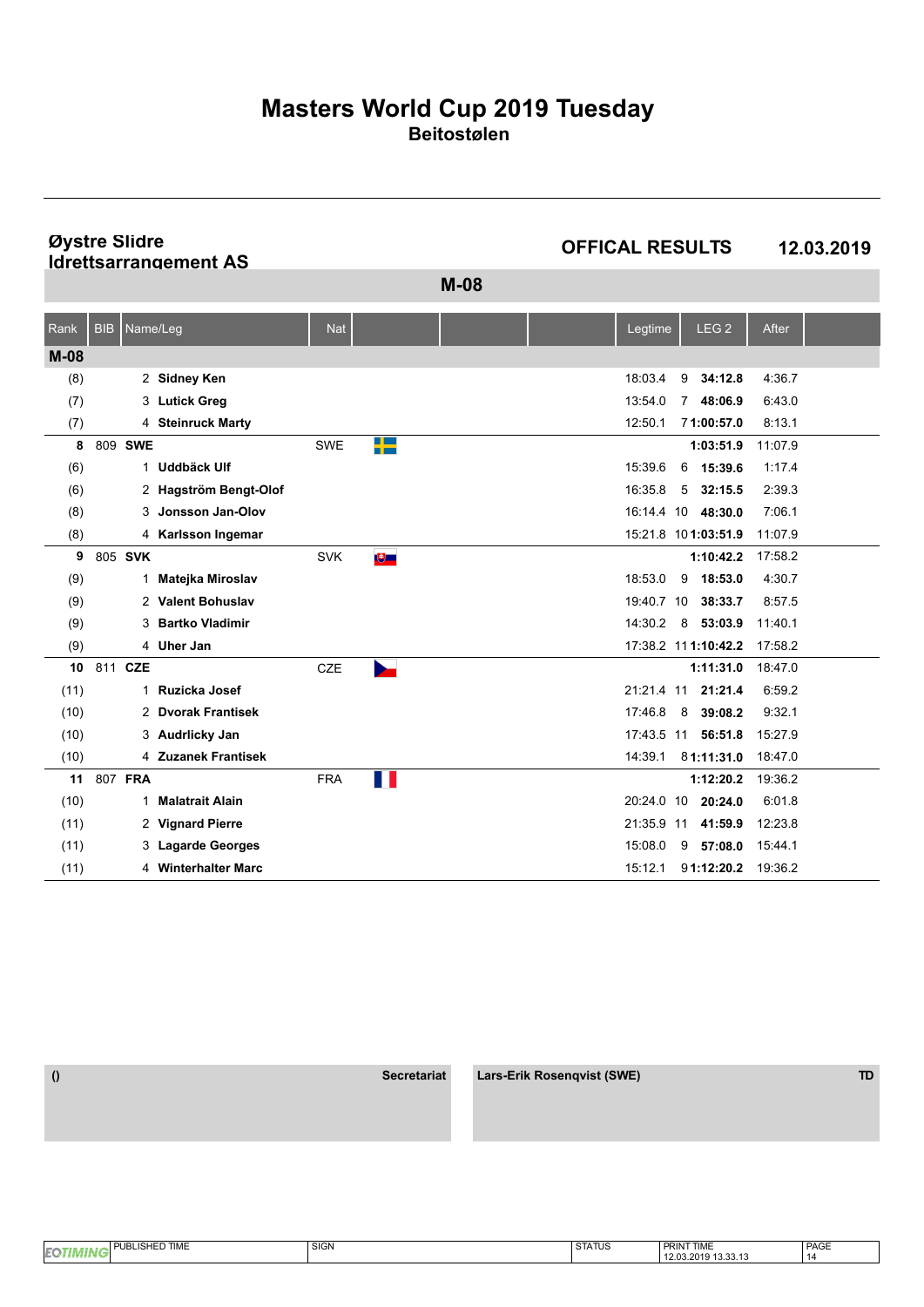# Masters World Cup 2019 Tuesday

**Beitostølen**

**Øystre Slidre Idrettsarrangement AS**

**OFFICAL RESULTS** **12.03.2019**

## M-08

| Rank | BIB | Name/Leg | Nat | | | | Legtime | | LEG 2 | After |
|---|---|---|---|---|---|---|---|---|---|---|
| **M-08** | | | | | | | | | | |
| (8) | 2 | **Sidney Ken** | | | | | 18:03.4 | 9 | **34:12.8** | 4:36.7 |
| (7) | 3 | **Lutick Greg** | | | | | 13:54.0 | 7 | **48:06.9** | 6:43.0 |
| (7) | 4 | **Steinruck Marty** | | | | | 12:50.1 | 7 | **1:00:57.0** | 8:13.1 |
| **8** | 809 | **SWE** | SWE | | | | | | **1:03:51.9** | 11:07.9 |
| (6) | 1 | **Uddbäck Ulf** | | | | | 15:39.6 | 6 | **15:39.6** | 1:17.4 |
| (6) | 2 | **Hagström Bengt-Olof** | | | | | 16:35.8 | 5 | **32:15.5** | 2:39.3 |
| (8) | 3 | **Jonsson Jan-Olov** | | | | | 16:14.4 | 10 | **48:30.0** | 7:06.1 |
| (8) | 4 | **Karlsson Ingemar** | | | | | 15:21.8 | 10 | **1:03:51.9** | 11:07.9 |
| **9** | 805 | **SVK** | SVK | | | | | | **1:10:42.2** | 17:58.2 |
| (9) | 1 | **Matejka Miroslav** | | | | | 18:53.0 | 9 | **18:53.0** | 4:30.7 |
| (9) | 2 | **Valent Bohuslav** | | | | | 19:40.7 | 10 | **38:33.7** | 8:57.5 |
| (9) | 3 | **Bartko Vladimir** | | | | | 14:30.2 | 8 | **53:03.9** | 11:40.1 |
| (9) | 4 | **Uher Jan** | | | | | 17:38.2 | 11 | **1:10:42.2** | 17:58.2 |
| **10** | 811 | **CZE** | CZE | | | | | | **1:11:31.0** | 18:47.0 |
| (11) | 1 | **Ruzicka Josef** | | | | | 21:21.4 | 11 | **21:21.4** | 6:59.2 |
| (10) | 2 | **Dvorak Frantisek** | | | | | 17:46.8 | 8 | **39:08.2** | 9:32.1 |
| (10) | 3 | **Audrlicky Jan** | | | | | 17:43.5 | 11 | **56:51.8** | 15:27.9 |
| (10) | 4 | **Zuzanek Frantisek** | | | | | 14:39.1 | 8 | **1:11:31.0** | 18:47.0 |
| **11** | 807 | **FRA** | FRA | | | | | | **1:12:20.2** | 19:36.2 |
| (10) | 1 | **Malatrait Alain** | | | | | 20:24.0 | 10 | **20:24.0** | 6:01.8 |
| (11) | 2 | **Vignard Pierre** | | | | | 21:35.9 | 11 | **41:59.9** | 12:23.8 |
| (11) | 3 | **Lagarde Georges** | | | | | 15:08.0 | 9 | **57:08.0** | 15:44.1 |
| (11) | 4 | **Winterhalter Marc** | | | | | 15:12.1 | 9 | **1:12:20.2** | 19:36.2 |

() **Secretariat**

**Lars-Erik Rosenqvist (SWE)** **TD**

| PUBLISHED TIME | SIGN | STATUS | PRINT TIME | PAGE |
|---|---|---|---|---|
| | | | 12.03.2019 13.33.13 | 14 |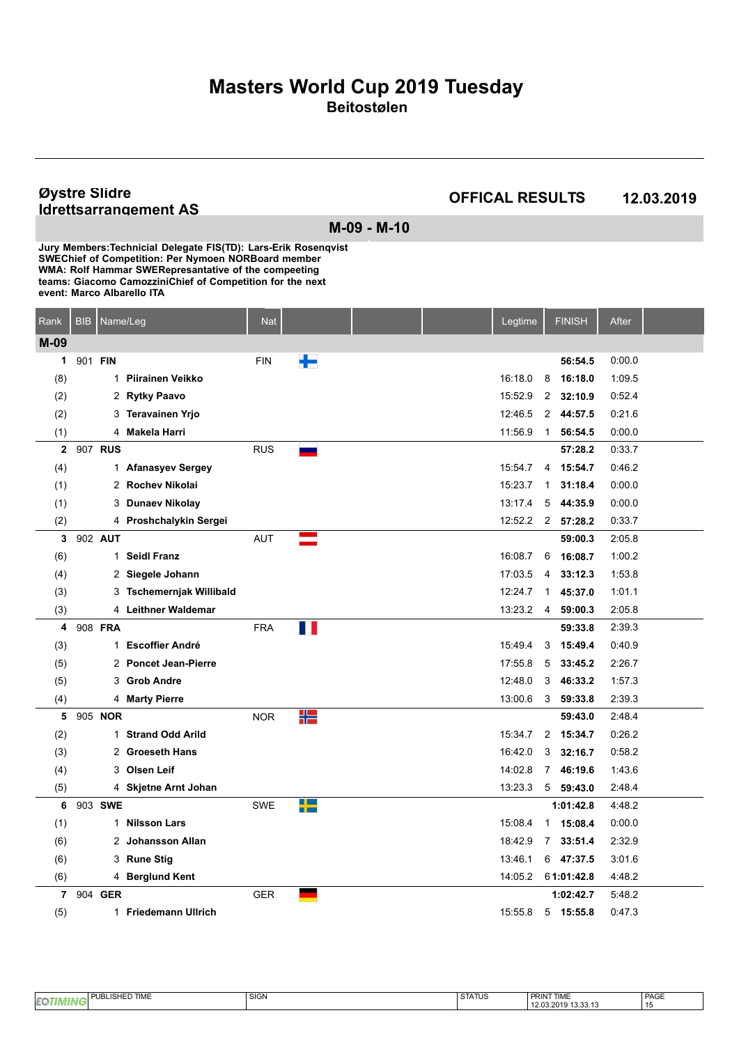# Masters World Cup 2019 Tuesday

## Beitostølen

**Øystre Slidre Idrettsarrangement AS**

**OFFICAL RESULTS** **12.03.2019**

## M-09 - M-10

**Jury Members:Technicial Delegate FIS(TD): Lars-Erik Rosenqvist SWEChief of Competition: Per Nymoen NORBoard member WMA: Rolf Hammar SWERepresantative of the compeeting teams: Giacomo CamozziniChief of Competition for the next event: Marco Albarello ITA**

| Rank | BIB | Name/Leg | Nat | Legtime | | FINISH | After |
|---|---|---|---|---|---|---|---|
| **M-09** | | | | | | | |
| **1** | 901 | **FIN** | FIN | | | **56:54.5** | 0:00.0 |
| (8) | | 1 **Piirainen Veikko** | | 16:18.0 | 8 | **16:18.0** | 1:09.5 |
| (2) | | 2 **Rytky Paavo** | | 15:52.9 | 2 | **32:10.9** | 0:52.4 |
| (2) | | 3 **Teravainen Yrjo** | | 12:46.5 | 2 | **44:57.5** | 0:21.6 |
| (1) | | 4 **Makela Harri** | | 11:56.9 | 1 | **56:54.5** | 0:00.0 |
| **2** | 907 | **RUS** | RUS | | | **57:28.2** | 0:33.7 |
| (4) | | 1 **Afanasyev Sergey** | | 15:54.7 | 4 | **15:54.7** | 0:46.2 |
| (1) | | 2 **Rochev Nikolai** | | 15:23.7 | 1 | **31:18.4** | 0:00.0 |
| (1) | | 3 **Dunaev Nikolay** | | 13:17.4 | 5 | **44:35.9** | 0:00.0 |
| (2) | | 4 **Proshchalykin Sergei** | | 12:52.2 | 2 | **57:28.2** | 0:33.7 |
| **3** | 902 | **AUT** | AUT | | | **59:00.3** | 2:05.8 |
| (6) | | 1 **Seidl Franz** | | 16:08.7 | 6 | **16:08.7** | 1:00.2 |
| (4) | | 2 **Siegele Johann** | | 17:03.5 | 4 | **33:12.3** | 1:53.8 |
| (3) | | 3 **Tschemernjak Willibald** | | 12:24.7 | 1 | **45:37.0** | 1:01.1 |
| (3) | | 4 **Leithner Waldemar** | | 13:23.2 | 4 | **59:00.3** | 2:05.8 |
| **4** | 908 | **FRA** | FRA | | | **59:33.8** | 2:39.3 |
| (3) | | 1 **Escoffier André** | | 15:49.4 | 3 | **15:49.4** | 0:40.9 |
| (5) | | 2 **Poncet Jean-Pierre** | | 17:55.8 | 5 | **33:45.2** | 2:26.7 |
| (5) | | 3 **Grob Andre** | | 12:48.0 | 3 | **46:33.2** | 1:57.3 |
| (4) | | 4 **Marty Pierre** | | 13:00.6 | 3 | **59:33.8** | 2:39.3 |
| **5** | 905 | **NOR** | NOR | | | **59:43.0** | 2:48.4 |
| (2) | | 1 **Strand Odd Arild** | | 15:34.7 | 2 | **15:34.7** | 0:26.2 |
| (3) | | 2 **Groeseth Hans** | | 16:42.0 | 3 | **32:16.7** | 0:58.2 |
| (4) | | 3 **Olsen Leif** | | 14:02.8 | 7 | **46:19.6** | 1:43.6 |
| (5) | | 4 **Skjetne Arnt Johan** | | 13:23.3 | 5 | **59:43.0** | 2:48.4 |
| **6** | 903 | **SWE** | SWE | | | **1:01:42.8** | 4:48.2 |
| (1) | | 1 **Nilsson Lars** | | 15:08.4 | 1 | **15:08.4** | 0:00.0 |
| (6) | | 2 **Johansson Allan** | | 18:42.9 | 7 | **33:51.4** | 2:32.9 |
| (6) | | 3 **Rune Stig** | | 13:46.1 | 6 | **47:37.5** | 3:01.6 |
| (6) | | 4 **Berglund Kent** | | 14:05.2 | 6 | **1:01:42.8** | 4:48.2 |
| **7** | 904 | **GER** | GER | | | **1:02:42.7** | 5:48.2 |
| (5) | | 1 **Friedemann Ullrich** | | 15:55.8 | 5 | **15:55.8** | 0:47.3 |

| PUBLISHED TIME | SIGN | STATUS | PRINT TIME | PAGE |
|---|---|---|---|---|
| | | | 12.03.2019 13.33.13 | 15 |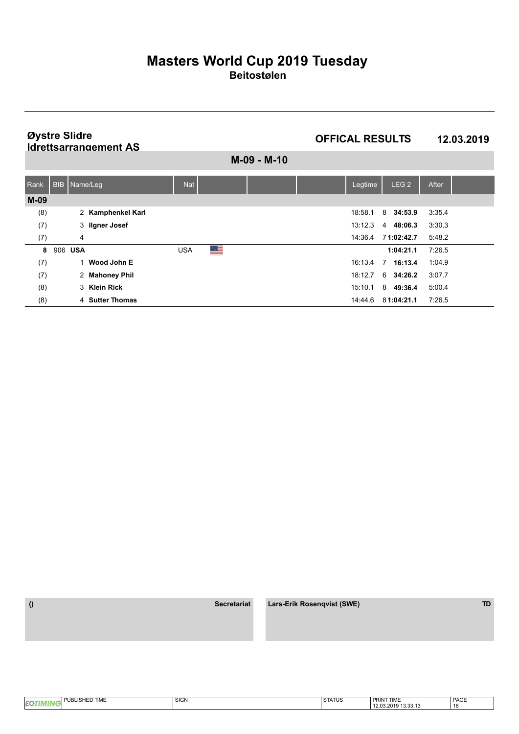# Masters World Cup 2019 Tuesday

## Beitostølen

**Øystre Slidre Idrettsarrangement AS**

**OFFICAL RESULTS** **12.03.2019**

### M-09 - M-10

| Rank | BIB | Name/Leg | Nat | | | | Legtime | LEG 2 | After | |
|---|---|---|---|---|---|---|---|---|---|---|
| **M-09** | | | | | | | | | | |
| (8) | | 2 **Kamphenkel Karl** | | | | | 18:58.1 | 8 **34:53.9** | 3:35.4 | |
| (7) | | 3 **Ilgner Josef** | | | | | 13:12.3 | 4 **48:06.3** | 3:30.3 | |
| (7) | | 4 | | | | | 14:36.4 | 7 **1:02:42.7** | 5:48.2 | |
| **8** | 906 | **USA** | USA | | | | | **1:04:21.1** | 7:26.5 | |
| (7) | | 1 **Wood John E** | | | | | 16:13.4 | 7 **16:13.4** | 1:04.9 | |
| (7) | | 2 **Mahoney Phil** | | | | | 18:12.7 | 6 **34:26.2** | 3:07.7 | |
| (8) | | 3 **Klein Rick** | | | | | 15:10.1 | 8 **49:36.4** | 5:00.4 | |
| (8) | | 4 **Sutter Thomas** | | | | | 14:44.6 | 8 **1:04:21.1** | 7:26.5 | |

**()** **Secretariat**

**Lars-Erik Rosenqvist (SWE)** **TD**

| PUBLISHED TIME | SIGN | STATUS | PRINT TIME | PAGE |
|---|---|---|---|---|
| | | | 12.03.2019 13.33.13 | 16 |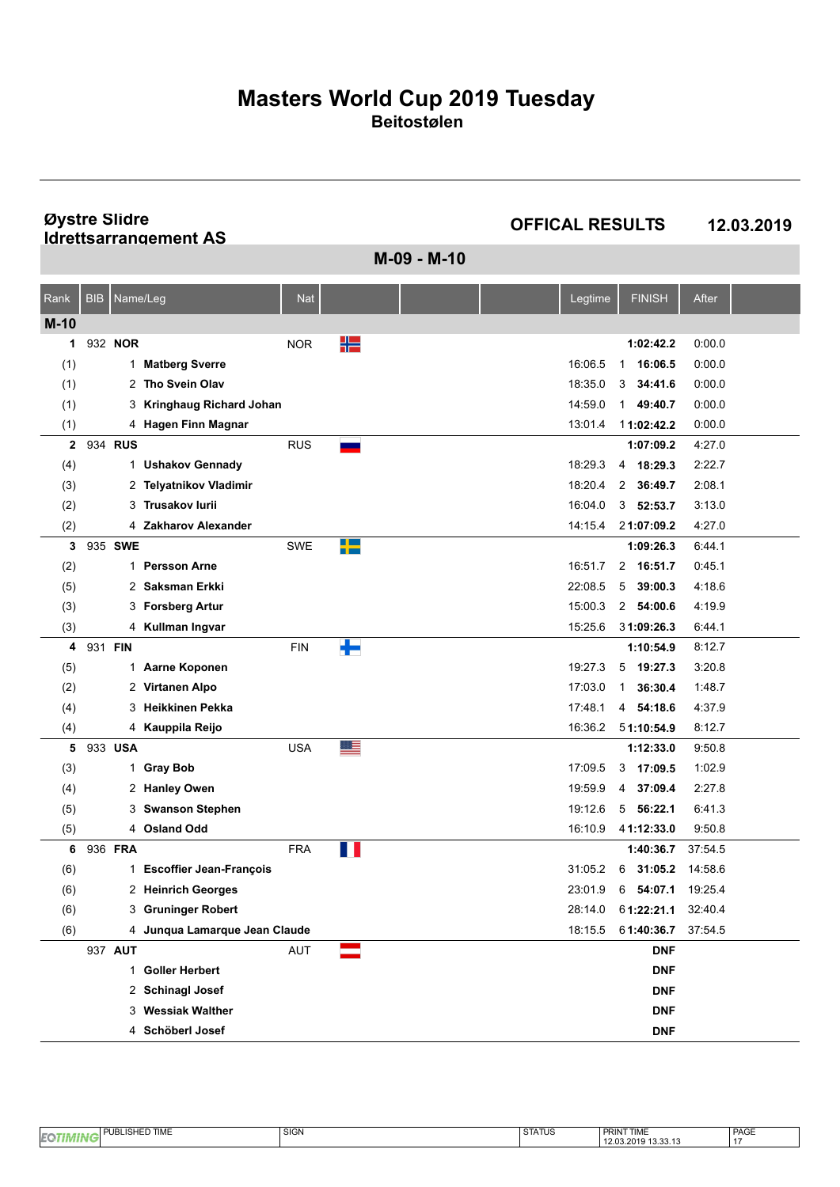# Masters World Cup 2019 Tuesday

## Beitostølen

**Øystre Slidre Idrettsarrangement AS**

**OFFICAL RESULTS** **12.03.2019**

## M-09 - M-10

| Rank | BIB | Name/Leg | Nat | | | | Legtime | | FINISH | After |
|---|---|---|---|---|---|---|---|---|---|---|
| **M-10** | | | | | | | | | | |
| **1** | 932 | **NOR** | NOR | | | | | | **1:02:42.2** | 0:00.0 |
| (1) | 1 | **Matberg Sverre** | | | | | 16:06.5 | 1 | **16:06.5** | 0:00.0 |
| (1) | 2 | **Tho Svein Olav** | | | | | 18:35.0 | 3 | **34:41.6** | 0:00.0 |
| (1) | 3 | **Kringhaug Richard Johan** | | | | | 14:59.0 | 1 | **49:40.7** | 0:00.0 |
| (1) | 4 | **Hagen Finn Magnar** | | | | | 13:01.4 | 1 | **1:02:42.2** | 0:00.0 |
| **2** | 934 | **RUS** | RUS | | | | | | **1:07:09.2** | 4:27.0 |
| (4) | 1 | **Ushakov Gennady** | | | | | 18:29.3 | 4 | **18:29.3** | 2:22.7 |
| (3) | 2 | **Telyatnikov Vladimir** | | | | | 18:20.4 | 2 | **36:49.7** | 2:08.1 |
| (2) | 3 | **Trusakov Iurii** | | | | | 16:04.0 | 3 | **52:53.7** | 3:13.0 |
| (2) | 4 | **Zakharov Alexander** | | | | | 14:15.4 | 2 | **1:07:09.2** | 4:27.0 |
| **3** | 935 | **SWE** | SWE | | | | | | **1:09:26.3** | 6:44.1 |
| (2) | 1 | **Persson Arne** | | | | | 16:51.7 | 2 | **16:51.7** | 0:45.1 |
| (5) | 2 | **Saksman Erkki** | | | | | 22:08.5 | 5 | **39:00.3** | 4:18.6 |
| (3) | 3 | **Forsberg Artur** | | | | | 15:00.3 | 2 | **54:00.6** | 4:19.9 |
| (3) | 4 | **Kullman Ingvar** | | | | | 15:25.6 | 3 | **1:09:26.3** | 6:44.1 |
| **4** | 931 | **FIN** | FIN | | | | | | **1:10:54.9** | 8:12.7 |
| (5) | 1 | **Aarne Koponen** | | | | | 19:27.3 | 5 | **19:27.3** | 3:20.8 |
| (2) | 2 | **Virtanen Alpo** | | | | | 17:03.0 | 1 | **36:30.4** | 1:48.7 |
| (4) | 3 | **Heikkinen Pekka** | | | | | 17:48.1 | 4 | **54:18.6** | 4:37.9 |
| (4) | 4 | **Kauppila Reijo** | | | | | 16:36.2 | 5 | **1:10:54.9** | 8:12.7 |
| **5** | 933 | **USA** | USA | | | | | | **1:12:33.0** | 9:50.8 |
| (3) | 1 | **Gray Bob** | | | | | 17:09.5 | 3 | **17:09.5** | 1:02.9 |
| (4) | 2 | **Hanley Owen** | | | | | 19:59.9 | 4 | **37:09.4** | 2:27.8 |
| (5) | 3 | **Swanson Stephen** | | | | | 19:12.6 | 5 | **56:22.1** | 6:41.3 |
| (5) | 4 | **Osland Odd** | | | | | 16:10.9 | 4 | **1:12:33.0** | 9:50.8 |
| **6** | 936 | **FRA** | FRA | | | | | | **1:40:36.7** | 37:54.5 |
| (6) | 1 | **Escoffier Jean-François** | | | | | 31:05.2 | 6 | **31:05.2** | 14:58.6 |
| (6) | 2 | **Heinrich Georges** | | | | | 23:01.9 | 6 | **54:07.1** | 19:25.4 |
| (6) | 3 | **Gruninger Robert** | | | | | 28:14.0 | 6 | **1:22:21.1** | 32:40.4 |
| (6) | 4 | **Junqua Lamarque Jean Claude** | | | | | 18:15.5 | 6 | **1:40:36.7** | 37:54.5 |
| | 937 | **AUT** | AUT | | | | | | **DNF** | |
| | 1 | **Goller Herbert** | | | | | | | **DNF** | |
| | 2 | **Schinagl Josef** | | | | | | | **DNF** | |
| | 3 | **Wessiak Walther** | | | | | | | **DNF** | |
| | 4 | **Schöberl Josef** | | | | | | | **DNF** | |

| PUBLISHED TIME | SIGN | STATUS | PRINT TIME | PAGE |
|---|---|---|---|---|
| | | | 12.03.2019 13.33.13 | 17 |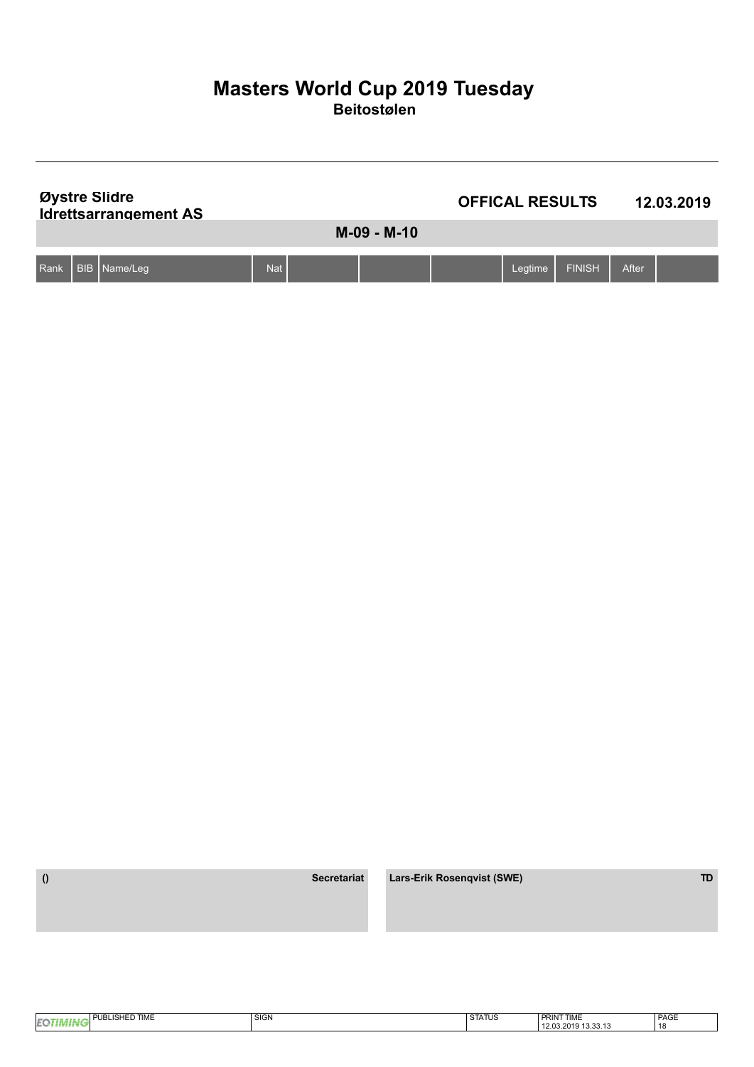# Masters World Cup 2019 Tuesday

**Beitostølen**

**Øystre Slidre Idrettsarrangement AS**

**OFFICAL RESULTS** **12.03.2019**

## M-09 - M-10

| Rank | BIB | Name/Leg | Nat | | | | Legtime | FINISH | After | |
|---|---|---|---|---|---|---|---|---|---|---|

| | | | |
|---|---|---|---|
| () | **Secretariat** | **Lars-Erik Rosenqvist (SWE)** | **TD** |

| | | | | |
|---|---|---|---|---|
| PUBLISHED TIME | SIGN | STATUS | PRINT TIME 12.03.2019 13.33.13 | PAGE 18 |